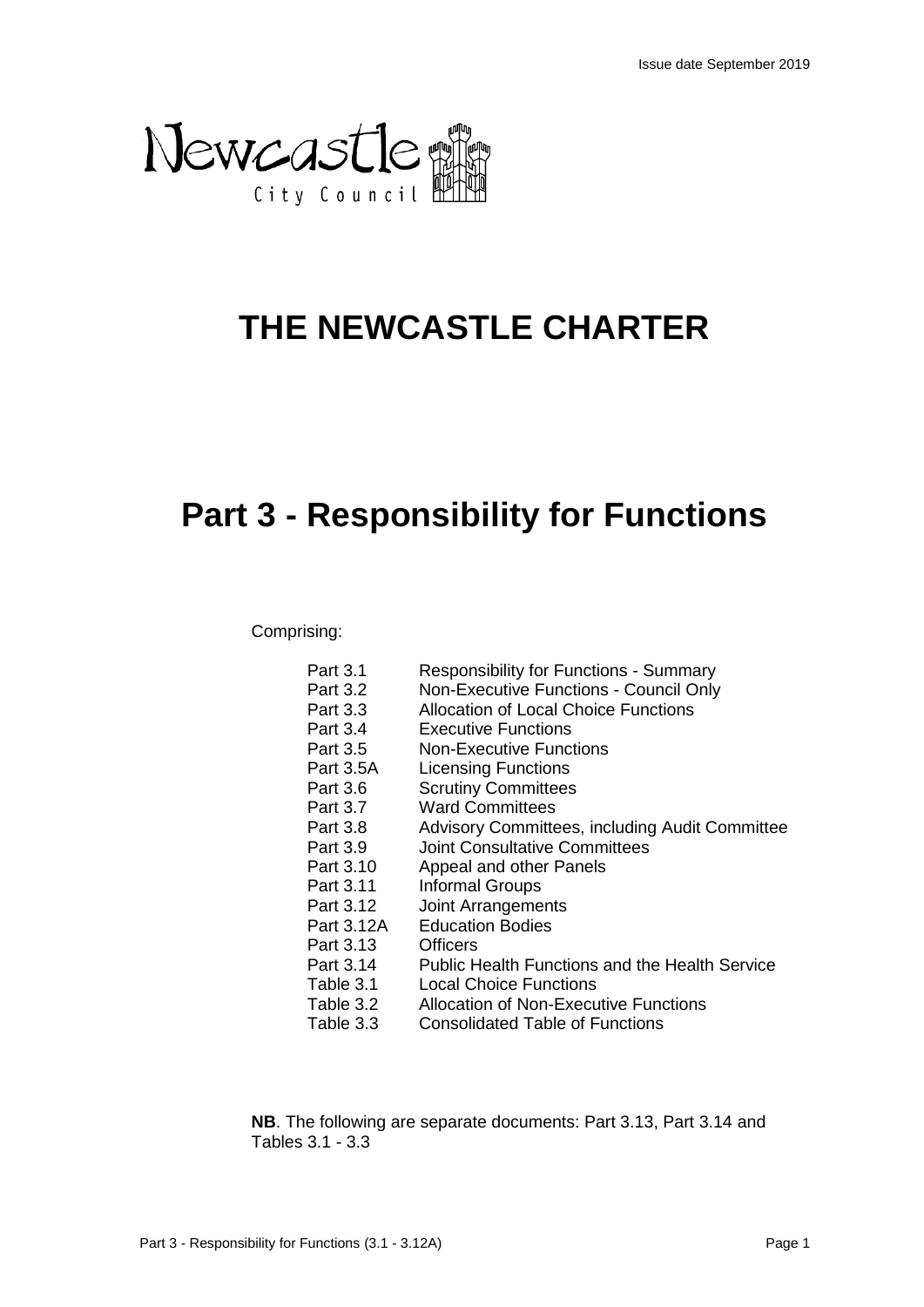Issue date September 2019

Newcastle City Council

# THE NEWCASTLE CHARTER

# Part 3 - Responsibility for Functions

Comprising:

| | |
|---|---|
| Part 3.1 | Responsibility for Functions - Summary |
| Part 3.2 | Non-Executive Functions - Council Only |
| Part 3.3 | Allocation of Local Choice Functions |
| Part 3.4 | Executive Functions |
| Part 3.5 | Non-Executive Functions |
| Part 3.5A | Licensing Functions |
| Part 3.6 | Scrutiny Committees |
| Part 3.7 | Ward Committees |
| Part 3.8 | Advisory Committees, including Audit Committee |
| Part 3.9 | Joint Consultative Committees |
| Part 3.10 | Appeal and other Panels |
| Part 3.11 | Informal Groups |
| Part 3.12 | Joint Arrangements |
| Part 3.12A | Education Bodies |
| Part 3.13 | Officers |
| Part 3.14 | Public Health Functions and the Health Service |
| Table 3.1 | Local Choice Functions |
| Table 3.2 | Allocation of Non-Executive Functions |
| Table 3.3 | Consolidated Table of Functions |

**NB**. The following are separate documents: Part 3.13, Part 3.14 and Tables 3.1 - 3.3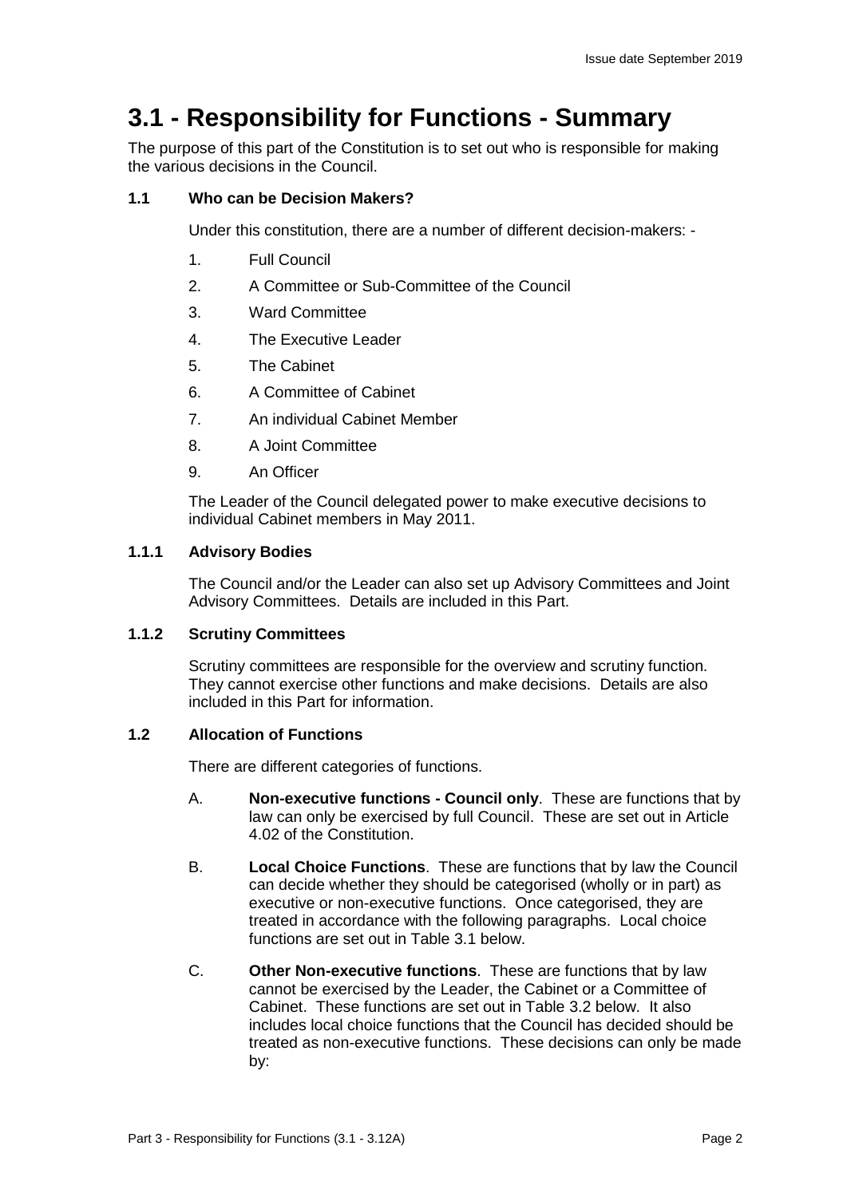# 3.1 - Responsibility for Functions - Summary

The purpose of this part of the Constitution is to set out who is responsible for making the various decisions in the Council.

### 1.1 Who can be Decision Makers?

Under this constitution, there are a number of different decision-makers: -

1. Full Council
2. A Committee or Sub-Committee of the Council
3. Ward Committee
4. The Executive Leader
5. The Cabinet
6. A Committee of Cabinet
7. An individual Cabinet Member
8. A Joint Committee
9. An Officer

The Leader of the Council delegated power to make executive decisions to individual Cabinet members in May 2011.

### 1.1.1 Advisory Bodies

The Council and/or the Leader can also set up Advisory Committees and Joint Advisory Committees. Details are included in this Part.

### 1.1.2 Scrutiny Committees

Scrutiny committees are responsible for the overview and scrutiny function. They cannot exercise other functions and make decisions. Details are also included in this Part for information.

### 1.2 Allocation of Functions

There are different categories of functions.

A. **Non-executive functions - Council only**. These are functions that by law can only be exercised by full Council. These are set out in Article 4.02 of the Constitution.

B. **Local Choice Functions**. These are functions that by law the Council can decide whether they should be categorised (wholly or in part) as executive or non-executive functions. Once categorised, they are treated in accordance with the following paragraphs. Local choice functions are set out in Table 3.1 below.

C. **Other Non-executive functions**. These are functions that by law cannot be exercised by the Leader, the Cabinet or a Committee of Cabinet. These functions are set out in Table 3.2 below. It also includes local choice functions that the Council has decided should be treated as non-executive functions. These decisions can only be made by: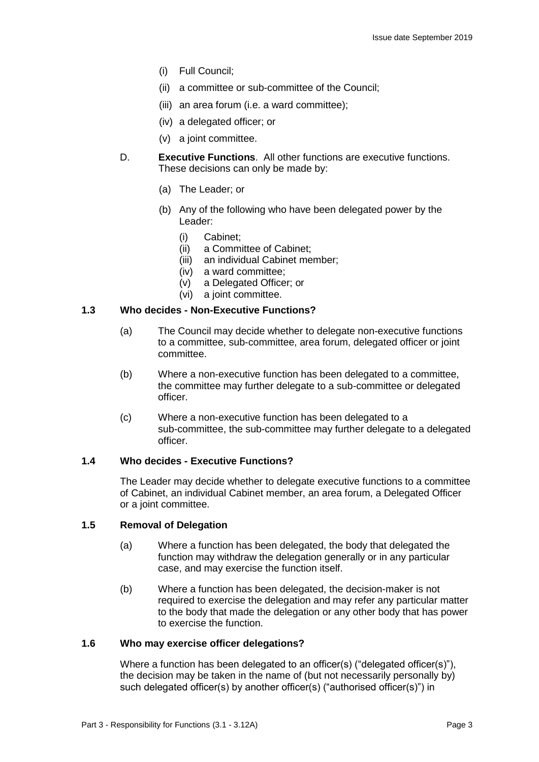(i) Full Council;

(ii) a committee or sub-committee of the Council;

(iii) an area forum (i.e. a ward committee);

(iv) a delegated officer; or

(v) a joint committee.

D. **Executive Functions**. All other functions are executive functions. These decisions can only be made by:

(a) The Leader; or

(b) Any of the following who have been delegated power by the Leader:

(i) Cabinet;
(ii) a Committee of Cabinet;
(iii) an individual Cabinet member;
(iv) a ward committee;
(v) a Delegated Officer; or
(vi) a joint committee.

### 1.3 Who decides - Non-Executive Functions?

(a) The Council may decide whether to delegate non-executive functions to a committee, sub-committee, area forum, delegated officer or joint committee.

(b) Where a non-executive function has been delegated to a committee, the committee may further delegate to a sub-committee or delegated officer.

(c) Where a non-executive function has been delegated to a sub-committee, the sub-committee may further delegate to a delegated officer.

### 1.4 Who decides - Executive Functions?

The Leader may decide whether to delegate executive functions to a committee of Cabinet, an individual Cabinet member, an area forum, a Delegated Officer or a joint committee.

### 1.5 Removal of Delegation

(a) Where a function has been delegated, the body that delegated the function may withdraw the delegation generally or in any particular case, and may exercise the function itself.

(b) Where a function has been delegated, the decision-maker is not required to exercise the delegation and may refer any particular matter to the body that made the delegation or any other body that has power to exercise the function.

### 1.6 Who may exercise officer delegations?

Where a function has been delegated to an officer(s) ("delegated officer(s)"), the decision may be taken in the name of (but not necessarily personally by) such delegated officer(s) by another officer(s) ("authorised officer(s)") in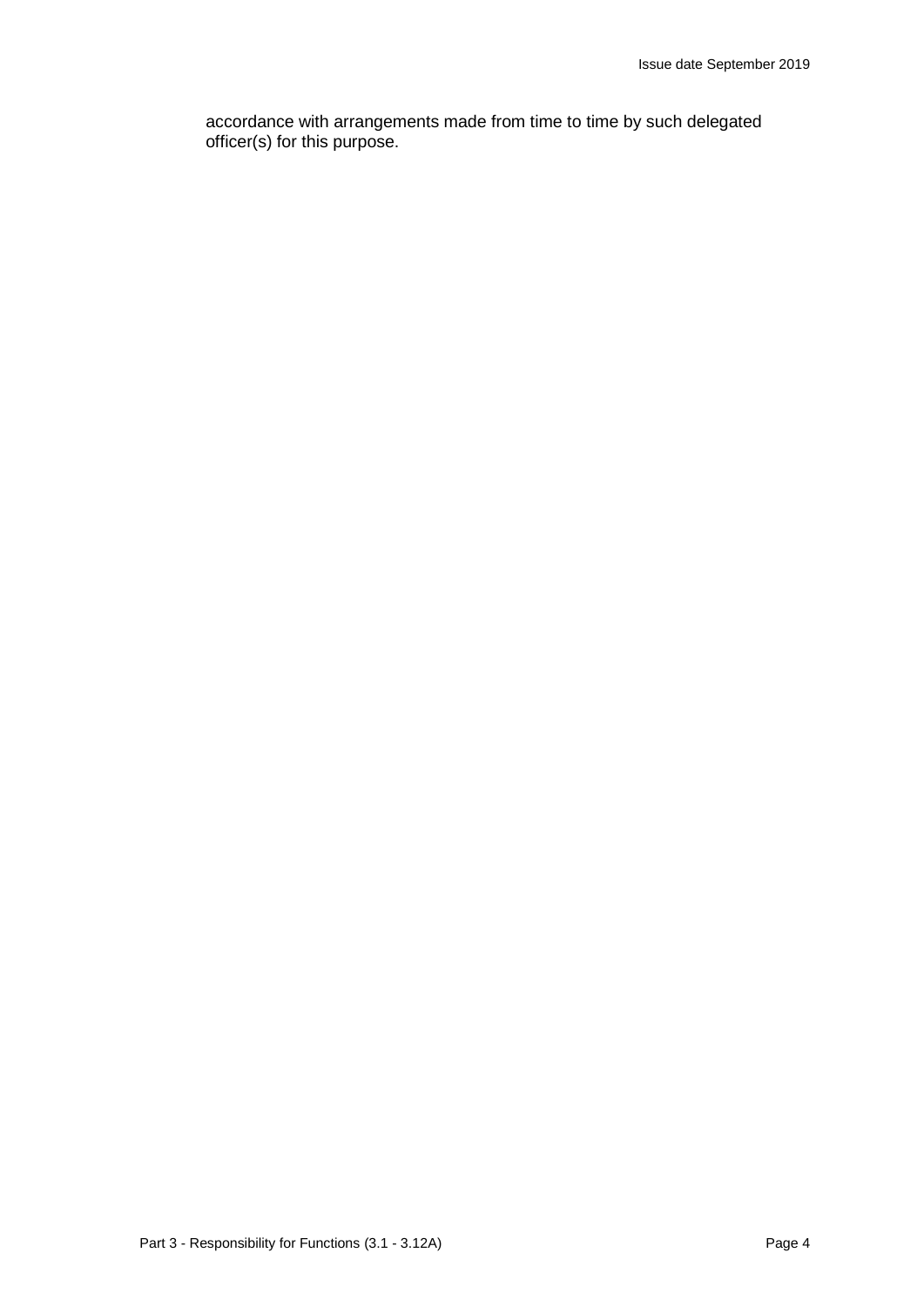accordance with arrangements made from time to time by such delegated officer(s) for this purpose.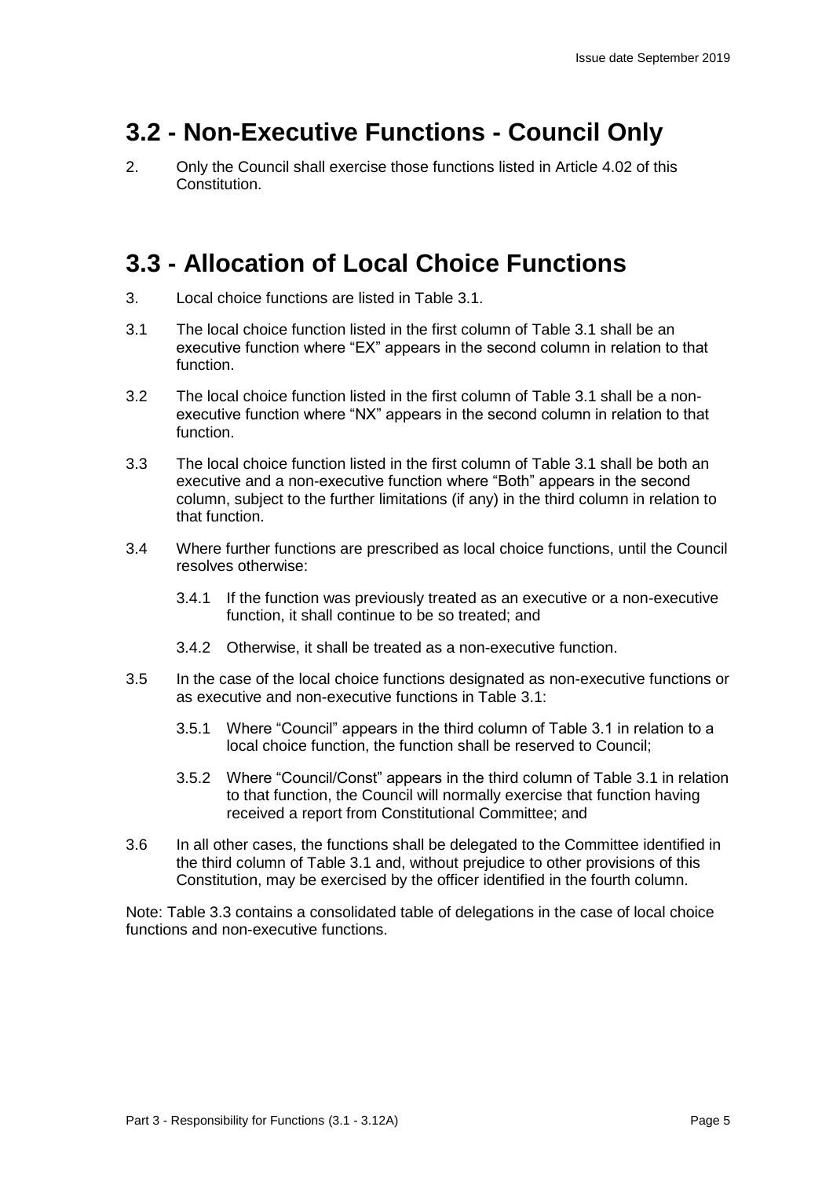## 3.2 - Non-Executive Functions - Council Only

2. Only the Council shall exercise those functions listed in Article 4.02 of this Constitution.

## 3.3 - Allocation of Local Choice Functions

3. Local choice functions are listed in Table 3.1.

3.1 The local choice function listed in the first column of Table 3.1 shall be an executive function where "EX" appears in the second column in relation to that function.

3.2 The local choice function listed in the first column of Table 3.1 shall be a non-executive function where "NX" appears in the second column in relation to that function.

3.3 The local choice function listed in the first column of Table 3.1 shall be both an executive and a non-executive function where "Both" appears in the second column, subject to the further limitations (if any) in the third column in relation to that function.

3.4 Where further functions are prescribed as local choice functions, until the Council resolves otherwise:

 3.4.1 If the function was previously treated as an executive or a non-executive function, it shall continue to be so treated; and

 3.4.2 Otherwise, it shall be treated as a non-executive function.

3.5 In the case of the local choice functions designated as non-executive functions or as executive and non-executive functions in Table 3.1:

 3.5.1 Where "Council" appears in the third column of Table 3.1 in relation to a local choice function, the function shall be reserved to Council;

 3.5.2 Where "Council/Const" appears in the third column of Table 3.1 in relation to that function, the Council will normally exercise that function having received a report from Constitutional Committee; and

3.6 In all other cases, the functions shall be delegated to the Committee identified in the third column of Table 3.1 and, without prejudice to other provisions of this Constitution, may be exercised by the officer identified in the fourth column.

Note: Table 3.3 contains a consolidated table of delegations in the case of local choice functions and non-executive functions.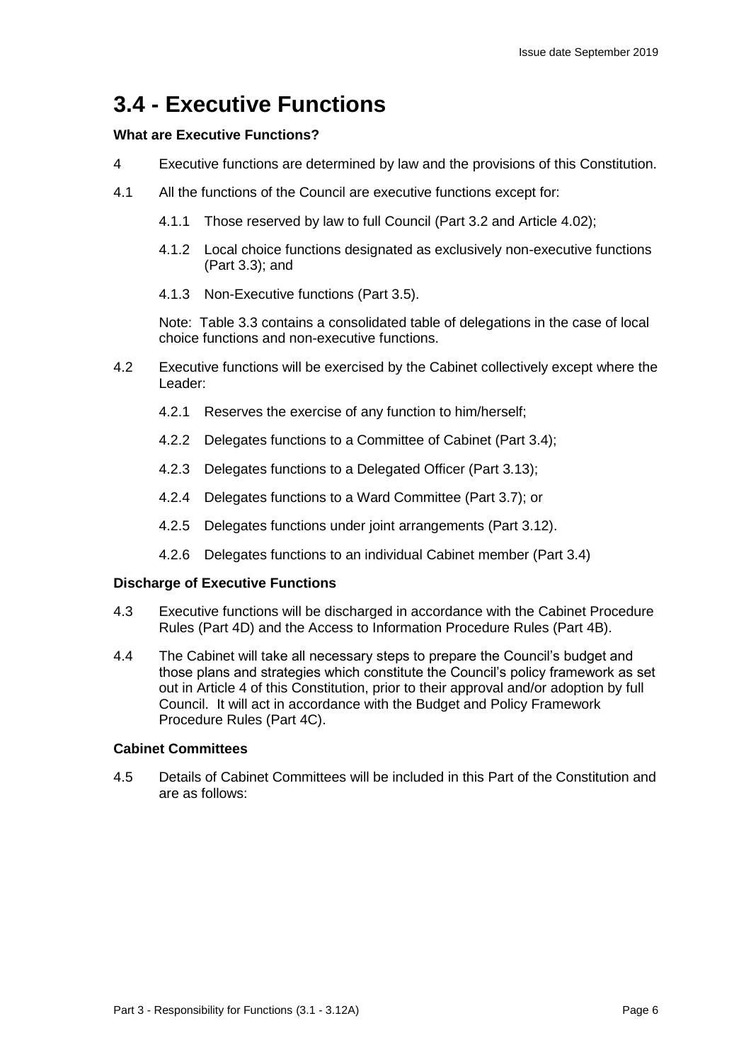# 3.4 - Executive Functions

**What are Executive Functions?**

4 Executive functions are determined by law and the provisions of this Constitution.

4.1 All the functions of the Council are executive functions except for:

- 4.1.1 Those reserved by law to full Council (Part 3.2 and Article 4.02);
- 4.1.2 Local choice functions designated as exclusively non-executive functions (Part 3.3); and
- 4.1.3 Non-Executive functions (Part 3.5).

Note: Table 3.3 contains a consolidated table of delegations in the case of local choice functions and non-executive functions.

4.2 Executive functions will be exercised by the Cabinet collectively except where the Leader:

- 4.2.1 Reserves the exercise of any function to him/herself;
- 4.2.2 Delegates functions to a Committee of Cabinet (Part 3.4);
- 4.2.3 Delegates functions to a Delegated Officer (Part 3.13);
- 4.2.4 Delegates functions to a Ward Committee (Part 3.7); or
- 4.2.5 Delegates functions under joint arrangements (Part 3.12).
- 4.2.6 Delegates functions to an individual Cabinet member (Part 3.4)

**Discharge of Executive Functions**

4.3 Executive functions will be discharged in accordance with the Cabinet Procedure Rules (Part 4D) and the Access to Information Procedure Rules (Part 4B).

4.4 The Cabinet will take all necessary steps to prepare the Council's budget and those plans and strategies which constitute the Council's policy framework as set out in Article 4 of this Constitution, prior to their approval and/or adoption by full Council. It will act in accordance with the Budget and Policy Framework Procedure Rules (Part 4C).

**Cabinet Committees**

4.5 Details of Cabinet Committees will be included in this Part of the Constitution and are as follows: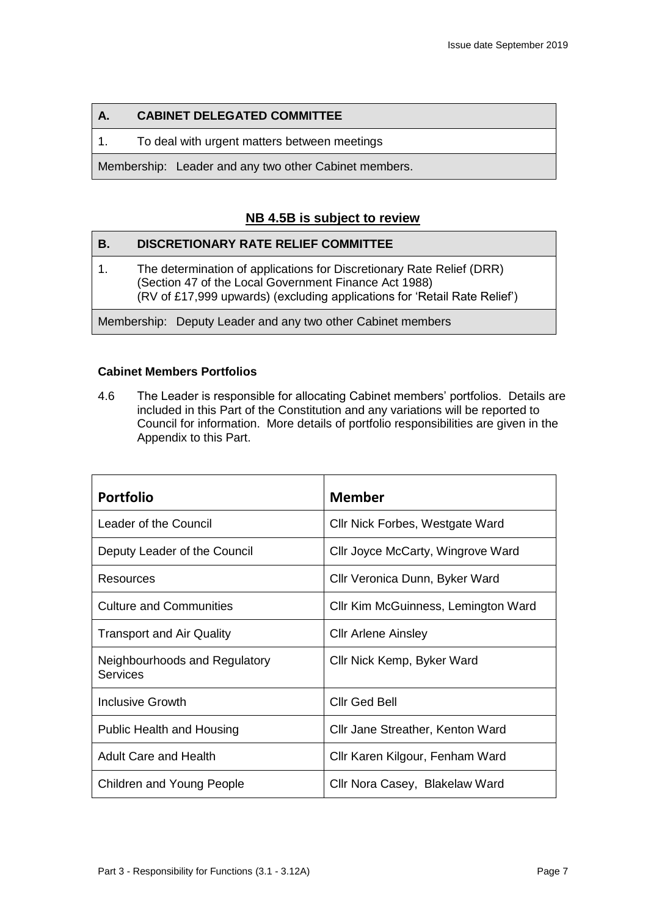| A. | CABINET DELEGATED COMMITTEE |
|---|---|
| 1. | To deal with urgent matters between meetings |
| Membership: Leader and any two other Cabinet members. | |

**NB 4.5B is subject to review**

| B. | DISCRETIONARY RATE RELIEF COMMITTEE |
|---|---|
| 1. | The determination of applications for Discretionary Rate Relief (DRR) (Section 47 of the Local Government Finance Act 1988) (RV of £17,999 upwards) (excluding applications for 'Retail Rate Relief') |
| Membership: Deputy Leader and any two other Cabinet members | |

**Cabinet Members Portfolios**

4.6 The Leader is responsible for allocating Cabinet members' portfolios. Details are included in this Part of the Constitution and any variations will be reported to Council for information. More details of portfolio responsibilities are given in the Appendix to this Part.

| Portfolio | Member |
|---|---|
| Leader of the Council | Cllr Nick Forbes, Westgate Ward |
| Deputy Leader of the Council | Cllr Joyce McCarty, Wingrove Ward |
| Resources | Cllr Veronica Dunn, Byker Ward |
| Culture and Communities | Cllr Kim McGuinness, Lemington Ward |
| Transport and Air Quality | Cllr Arlene Ainsley |
| Neighbourhoods and Regulatory Services | Cllr Nick Kemp, Byker Ward |
| Inclusive Growth | Cllr Ged Bell |
| Public Health and Housing | Cllr Jane Streather, Kenton Ward |
| Adult Care and Health | Cllr Karen Kilgour, Fenham Ward |
| Children and Young People | Cllr Nora Casey, Blakelaw Ward |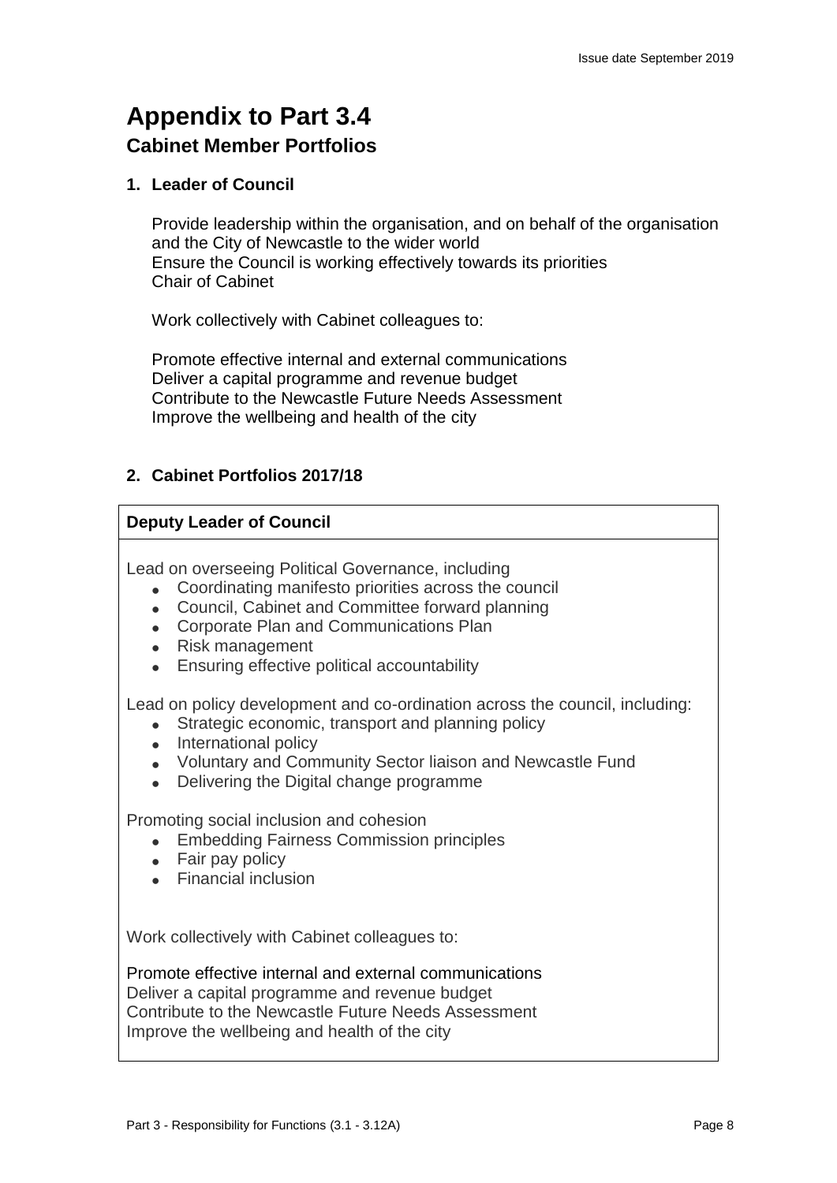# Appendix to Part 3.4

## Cabinet Member Portfolios

### 1. Leader of Council

Provide leadership within the organisation, and on behalf of the organisation and the City of Newcastle to the wider world
Ensure the Council is working effectively towards its priorities
Chair of Cabinet

Work collectively with Cabinet colleagues to:

Promote effective internal and external communications
Deliver a capital programme and revenue budget
Contribute to the Newcastle Future Needs Assessment
Improve the wellbeing and health of the city

### 2. Cabinet Portfolios 2017/18

**Deputy Leader of Council**

Lead on overseeing Political Governance, including

- Coordinating manifesto priorities across the council
- Council, Cabinet and Committee forward planning
- Corporate Plan and Communications Plan
- Risk management
- Ensuring effective political accountability

Lead on policy development and co-ordination across the council, including:

- Strategic economic, transport and planning policy
- International policy
- Voluntary and Community Sector liaison and Newcastle Fund
- Delivering the Digital change programme

Promoting social inclusion and cohesion

- Embedding Fairness Commission principles
- Fair pay policy
- Financial inclusion

Work collectively with Cabinet colleagues to:

Promote effective internal and external communications
Deliver a capital programme and revenue budget
Contribute to the Newcastle Future Needs Assessment
Improve the wellbeing and health of the city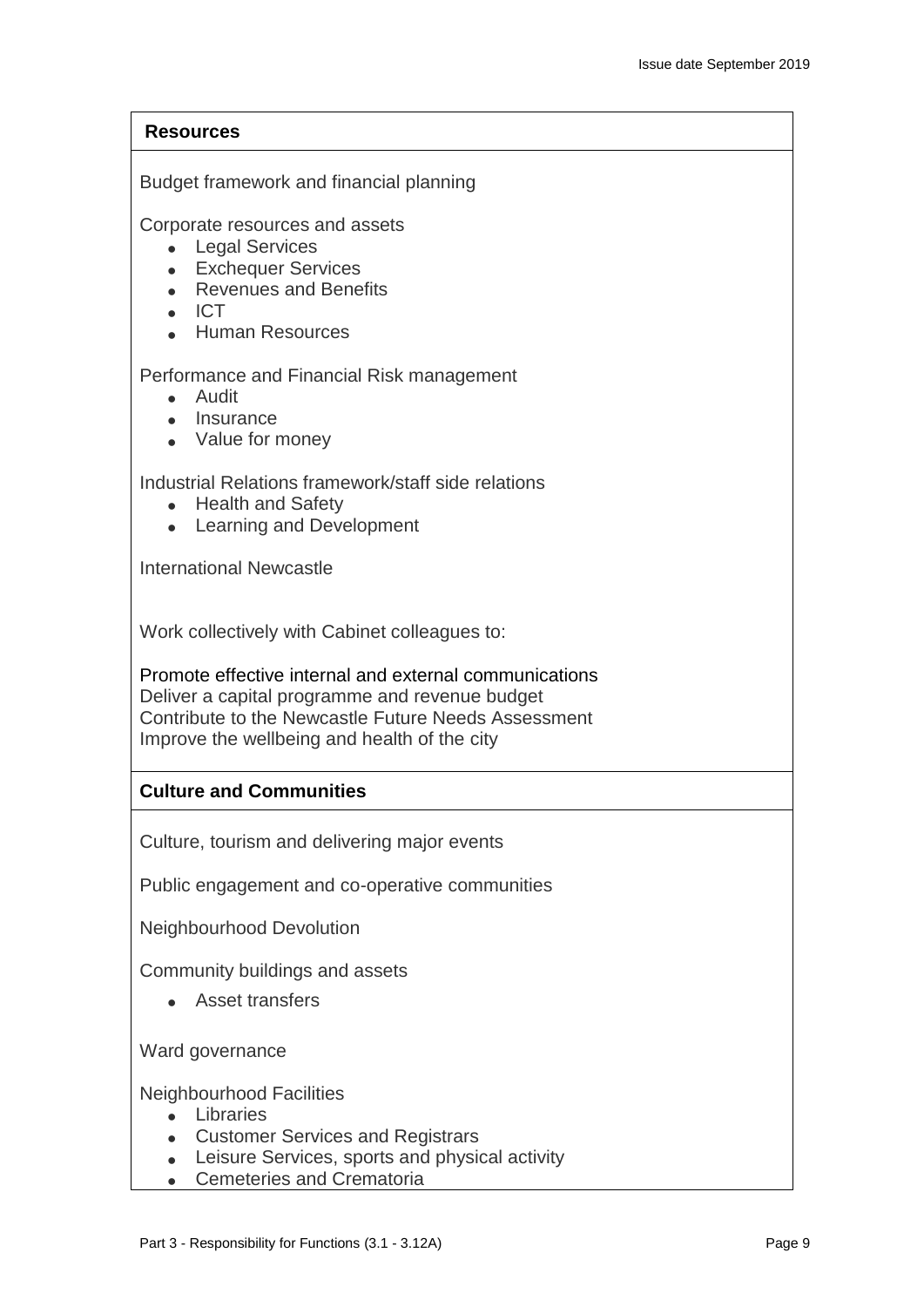| **Resources** |
| --- |
| Budget framework and financial planning<br><br>Corporate resources and assets<br>• Legal Services<br>• Exchequer Services<br>• Revenues and Benefits<br>• ICT<br>• Human Resources<br><br>Performance and Financial Risk management<br>• Audit<br>• Insurance<br>• Value for money<br><br>Industrial Relations framework/staff side relations<br>• Health and Safety<br>• Learning and Development<br><br>International Newcastle<br><br>Work collectively with Cabinet colleagues to:<br><br>Promote effective internal and external communications<br>Deliver a capital programme and revenue budget<br>Contribute to the Newcastle Future Needs Assessment<br>Improve the wellbeing and health of the city |
| **Culture and Communities** |
| Culture, tourism and delivering major events<br><br>Public engagement and co-operative communities<br><br>Neighbourhood Devolution<br><br>Community buildings and assets<br>• Asset transfers<br><br>Ward governance<br><br>Neighbourhood Facilities<br>• Libraries<br>• Customer Services and Registrars<br>• Leisure Services, sports and physical activity<br>• Cemeteries and Crematoria |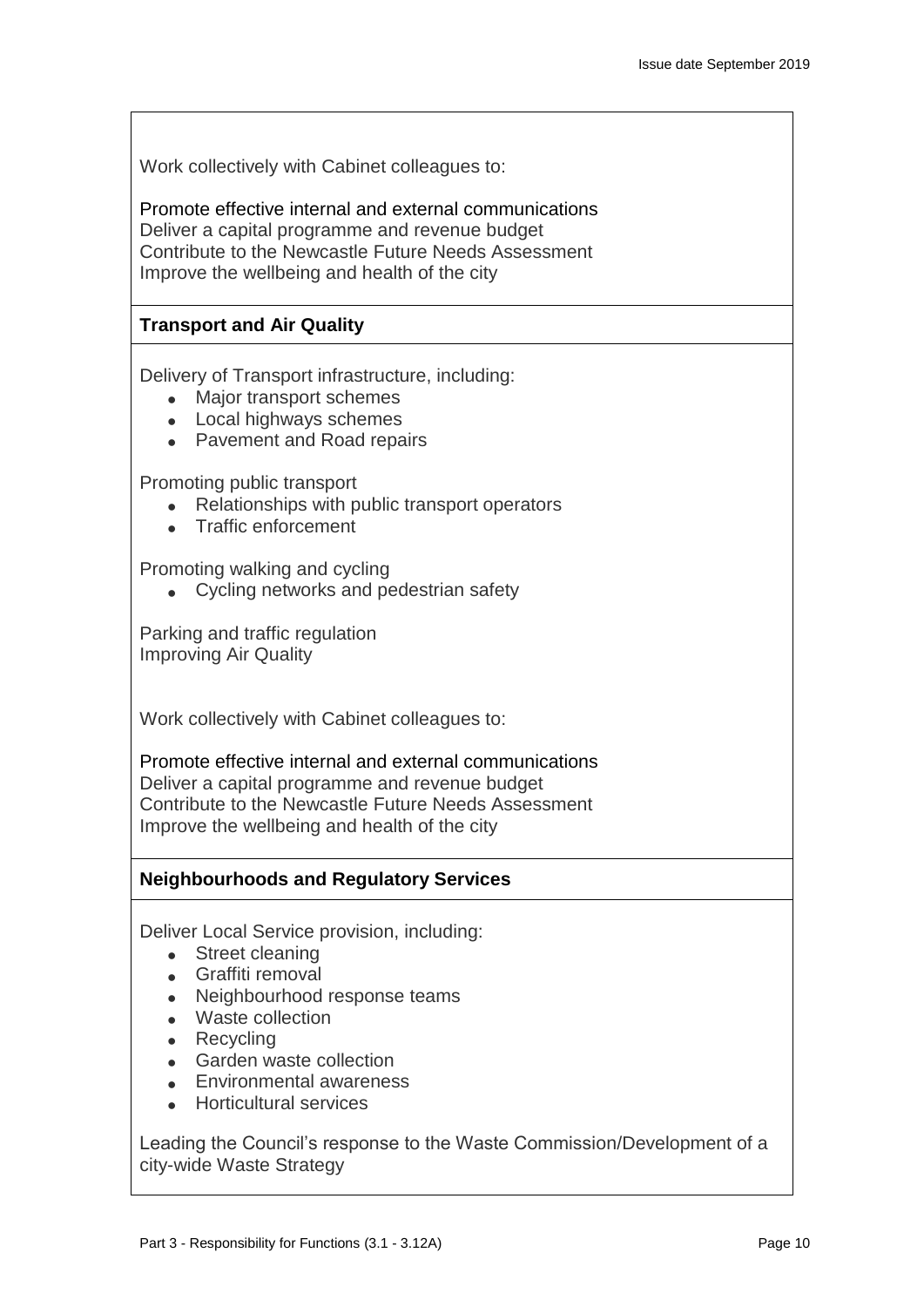Work collectively with Cabinet colleagues to:

Promote effective internal and external communications
Deliver a capital programme and revenue budget
Contribute to the Newcastle Future Needs Assessment
Improve the wellbeing and health of the city

**Transport and Air Quality**

Delivery of Transport infrastructure, including:

- Major transport schemes
- Local highways schemes
- Pavement and Road repairs

Promoting public transport

- Relationships with public transport operators
- Traffic enforcement

Promoting walking and cycling

- Cycling networks and pedestrian safety

Parking and traffic regulation
Improving Air Quality

Work collectively with Cabinet colleagues to:

Promote effective internal and external communications
Deliver a capital programme and revenue budget
Contribute to the Newcastle Future Needs Assessment
Improve the wellbeing and health of the city

**Neighbourhoods and Regulatory Services**

Deliver Local Service provision, including:

- Street cleaning
- Graffiti removal
- Neighbourhood response teams
- Waste collection
- Recycling
- Garden waste collection
- Environmental awareness
- Horticultural services

Leading the Council's response to the Waste Commission/Development of a city-wide Waste Strategy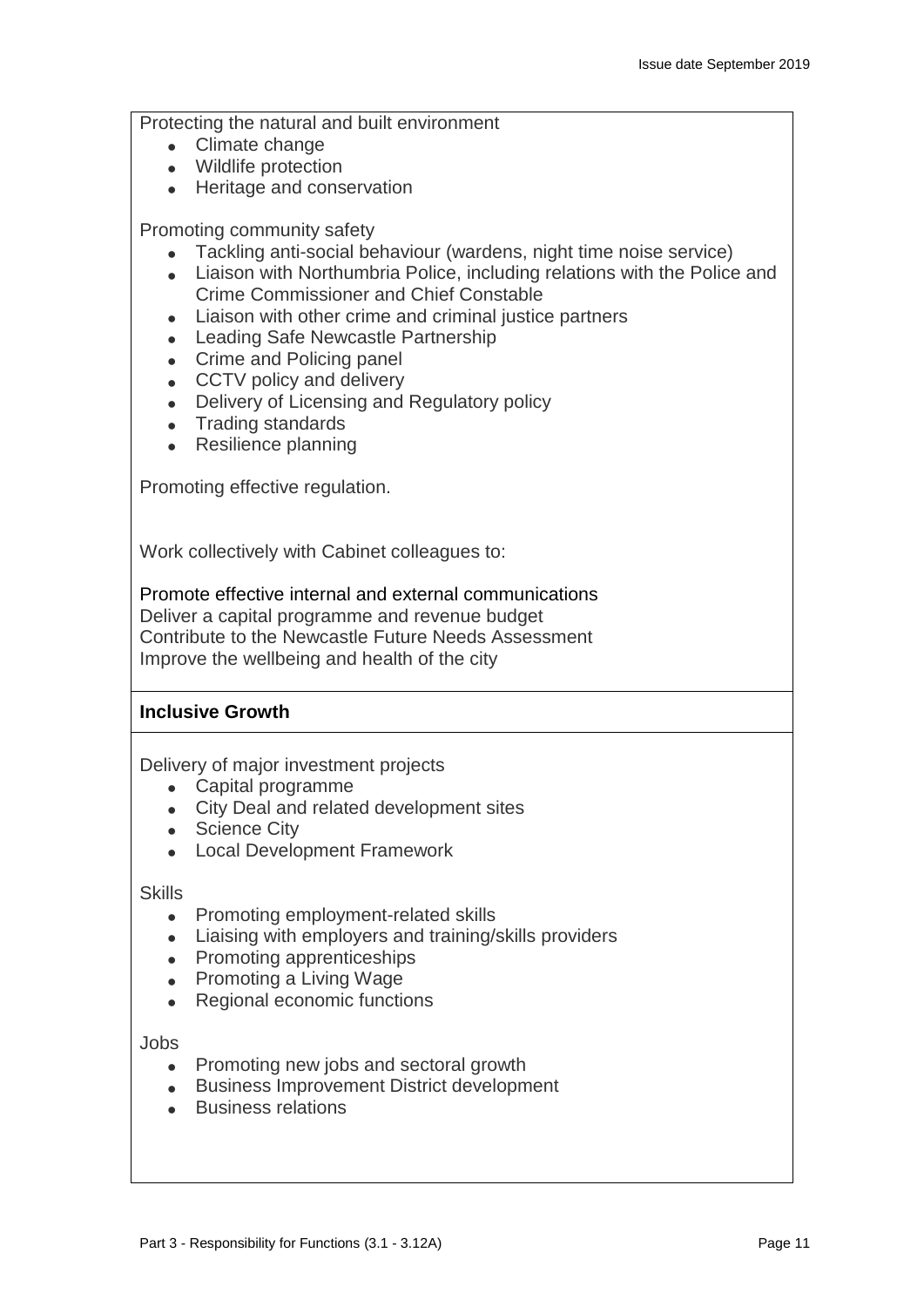Protecting the natural and built environment

- Climate change
- Wildlife protection
- Heritage and conservation

Promoting community safety

- Tackling anti-social behaviour (wardens, night time noise service)
- Liaison with Northumbria Police, including relations with the Police and Crime Commissioner and Chief Constable
- Liaison with other crime and criminal justice partners
- Leading Safe Newcastle Partnership
- Crime and Policing panel
- CCTV policy and delivery
- Delivery of Licensing and Regulatory policy
- Trading standards
- Resilience planning

Promoting effective regulation.

Work collectively with Cabinet colleagues to:

Promote effective internal and external communications
Deliver a capital programme and revenue budget
Contribute to the Newcastle Future Needs Assessment
Improve the wellbeing and health of the city

**Inclusive Growth**

Delivery of major investment projects

- Capital programme
- City Deal and related development sites
- Science City
- Local Development Framework

Skills

- Promoting employment-related skills
- Liaising with employers and training/skills providers
- Promoting apprenticeships
- Promoting a Living Wage
- Regional economic functions

Jobs

- Promoting new jobs and sectoral growth
- Business Improvement District development
- Business relations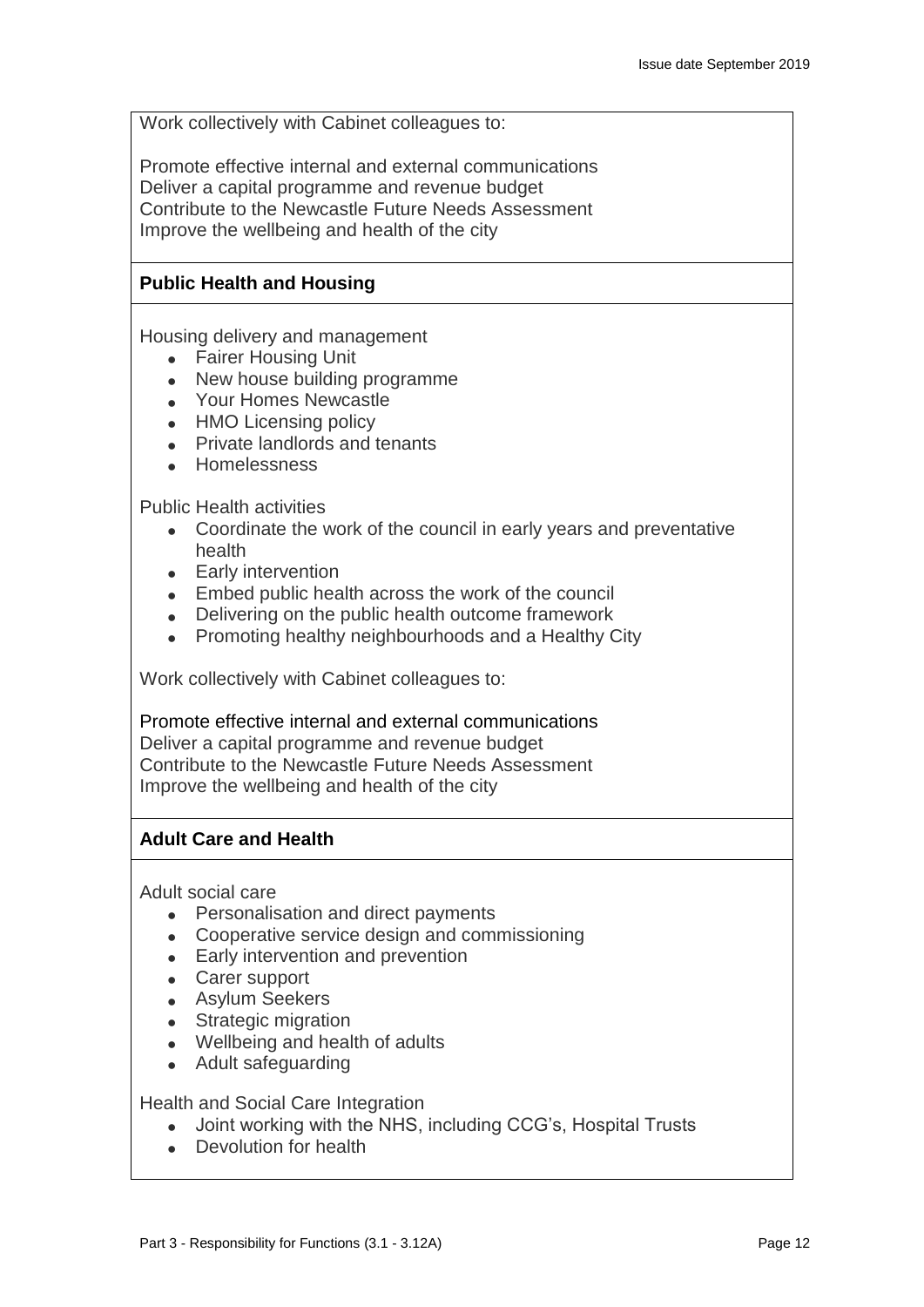Work collectively with Cabinet colleagues to:

Promote effective internal and external communications
Deliver a capital programme and revenue budget
Contribute to the Newcastle Future Needs Assessment
Improve the wellbeing and health of the city

**Public Health and Housing**

Housing delivery and management

- Fairer Housing Unit
- New house building programme
- Your Homes Newcastle
- HMO Licensing policy
- Private landlords and tenants
- Homelessness

Public Health activities

- Coordinate the work of the council in early years and preventative health
- Early intervention
- Embed public health across the work of the council
- Delivering on the public health outcome framework
- Promoting healthy neighbourhoods and a Healthy City

Work collectively with Cabinet colleagues to:

Promote effective internal and external communications
Deliver a capital programme and revenue budget
Contribute to the Newcastle Future Needs Assessment
Improve the wellbeing and health of the city

**Adult Care and Health**

Adult social care

- Personalisation and direct payments
- Cooperative service design and commissioning
- Early intervention and prevention
- Carer support
- Asylum Seekers
- Strategic migration
- Wellbeing and health of adults
- Adult safeguarding

Health and Social Care Integration

- Joint working with the NHS, including CCG's, Hospital Trusts
- Devolution for health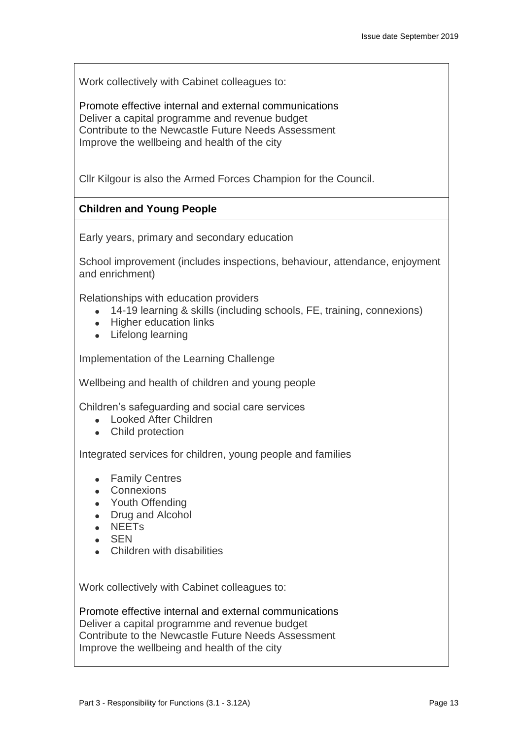Work collectively with Cabinet colleagues to:

Promote effective internal and external communications
Deliver a capital programme and revenue budget
Contribute to the Newcastle Future Needs Assessment
Improve the wellbeing and health of the city

Cllr Kilgour is also the Armed Forces Champion for the Council.

**Children and Young People**

Early years, primary and secondary education

School improvement (includes inspections, behaviour, attendance, enjoyment and enrichment)

Relationships with education providers

- 14-19 learning & skills (including schools, FE, training, connexions)
- Higher education links
- Lifelong learning

Implementation of the Learning Challenge

Wellbeing and health of children and young people

Children's safeguarding and social care services

- Looked After Children
- Child protection

Integrated services for children, young people and families

- Family Centres
- Connexions
- Youth Offending
- Drug and Alcohol
- NEETs
- SEN
- Children with disabilities

Work collectively with Cabinet colleagues to:

Promote effective internal and external communications
Deliver a capital programme and revenue budget
Contribute to the Newcastle Future Needs Assessment
Improve the wellbeing and health of the city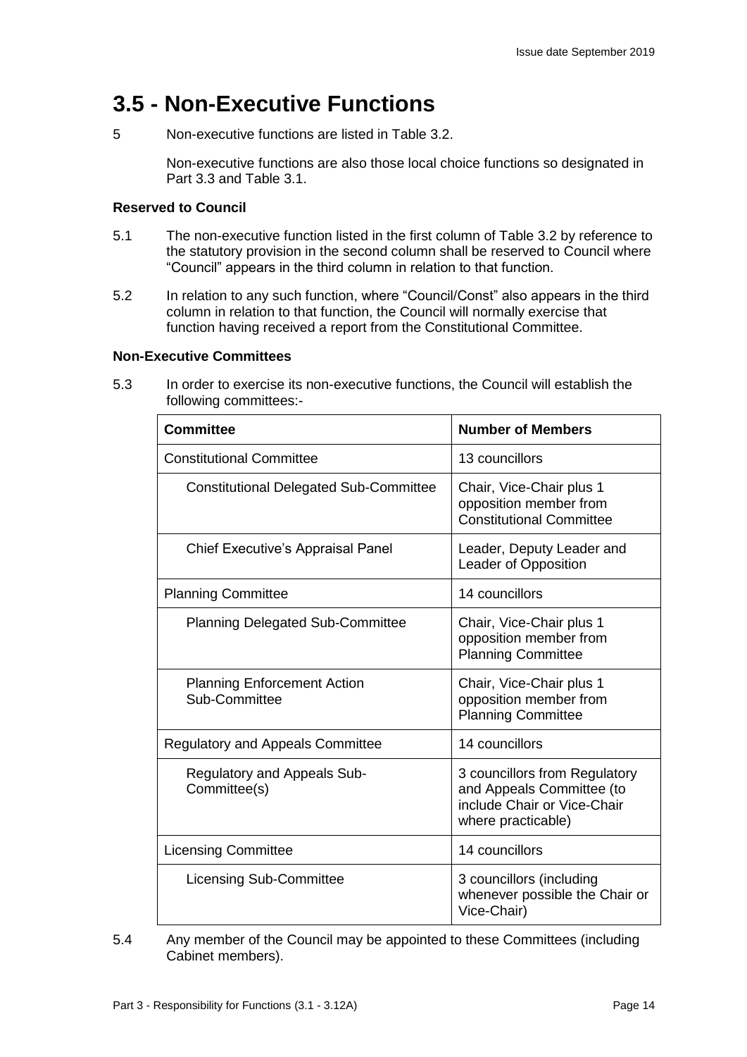# 3.5 - Non-Executive Functions

5 Non-executive functions are listed in Table 3.2.

Non-executive functions are also those local choice functions so designated in Part 3.3 and Table 3.1.

**Reserved to Council**

5.1 The non-executive function listed in the first column of Table 3.2 by reference to the statutory provision in the second column shall be reserved to Council where "Council" appears in the third column in relation to that function.

5.2 In relation to any such function, where "Council/Const" also appears in the third column in relation to that function, the Council will normally exercise that function having received a report from the Constitutional Committee.

**Non-Executive Committees**

5.3 In order to exercise its non-executive functions, the Council will establish the following committees:-

| Committee | Number of Members |
|---|---|
| Constitutional Committee | 13 councillors |
| Constitutional Delegated Sub-Committee | Chair, Vice-Chair plus 1 opposition member from Constitutional Committee |
| Chief Executive's Appraisal Panel | Leader, Deputy Leader and Leader of Opposition |
| Planning Committee | 14 councillors |
| Planning Delegated Sub-Committee | Chair, Vice-Chair plus 1 opposition member from Planning Committee |
| Planning Enforcement Action Sub-Committee | Chair, Vice-Chair plus 1 opposition member from Planning Committee |
| Regulatory and Appeals Committee | 14 councillors |
| Regulatory and Appeals Sub-Committee(s) | 3 councillors from Regulatory and Appeals Committee (to include Chair or Vice-Chair where practicable) |
| Licensing Committee | 14 councillors |
| Licensing Sub-Committee | 3 councillors (including whenever possible the Chair or Vice-Chair) |

5.4 Any member of the Council may be appointed to these Committees (including Cabinet members).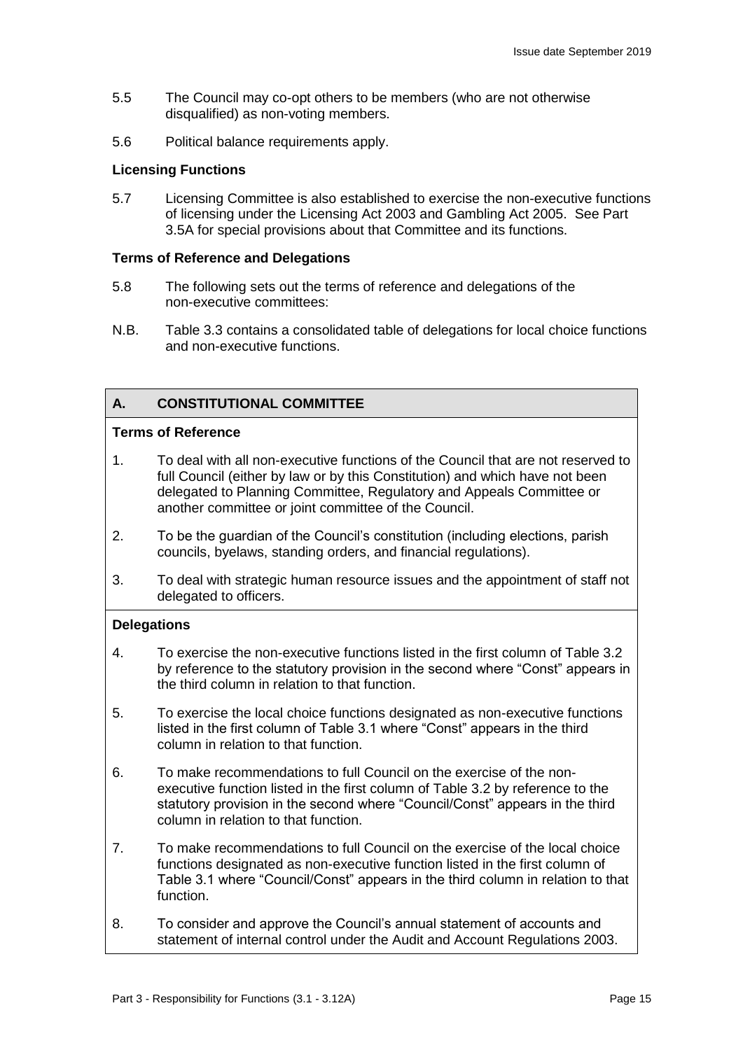5.5 The Council may co-opt others to be members (who are not otherwise disqualified) as non-voting members.

5.6 Political balance requirements apply.

**Licensing Functions**

5.7 Licensing Committee is also established to exercise the non-executive functions of licensing under the Licensing Act 2003 and Gambling Act 2005. See Part 3.5A for special provisions about that Committee and its functions.

**Terms of Reference and Delegations**

5.8 The following sets out the terms of reference and delegations of the non-executive committees:

N.B. Table 3.3 contains a consolidated table of delegations for local choice functions and non-executive functions.

## A. CONSTITUTIONAL COMMITTEE

**Terms of Reference**

1. To deal with all non-executive functions of the Council that are not reserved to full Council (either by law or by this Constitution) and which have not been delegated to Planning Committee, Regulatory and Appeals Committee or another committee or joint committee of the Council.

2. To be the guardian of the Council's constitution (including elections, parish councils, byelaws, standing orders, and financial regulations).

3. To deal with strategic human resource issues and the appointment of staff not delegated to officers.

**Delegations**

4. To exercise the non-executive functions listed in the first column of Table 3.2 by reference to the statutory provision in the second where "Const" appears in the third column in relation to that function.

5. To exercise the local choice functions designated as non-executive functions listed in the first column of Table 3.1 where "Const" appears in the third column in relation to that function.

6. To make recommendations to full Council on the exercise of the non-executive function listed in the first column of Table 3.2 by reference to the statutory provision in the second where "Council/Const" appears in the third column in relation to that function.

7. To make recommendations to full Council on the exercise of the local choice functions designated as non-executive function listed in the first column of Table 3.1 where "Council/Const" appears in the third column in relation to that function.

8. To consider and approve the Council's annual statement of accounts and statement of internal control under the Audit and Account Regulations 2003.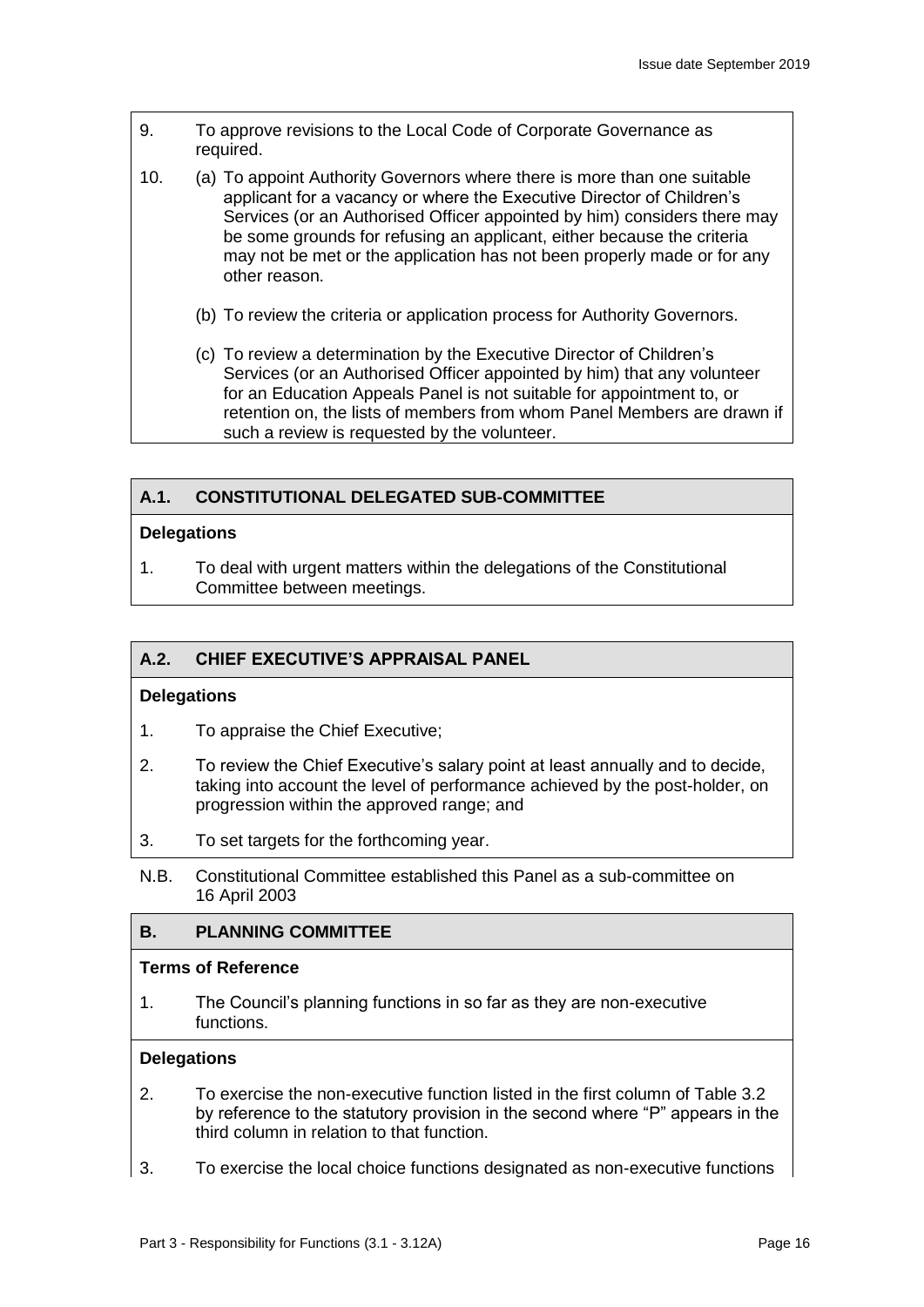9. To approve revisions to the Local Code of Corporate Governance as required.

10. (a) To appoint Authority Governors where there is more than one suitable applicant for a vacancy or where the Executive Director of Children's Services (or an Authorised Officer appointed by him) considers there may be some grounds for refusing an applicant, either because the criteria may not be met or the application has not been properly made or for any other reason.

    (b) To review the criteria or application process for Authority Governors.

    (c) To review a determination by the Executive Director of Children's Services (or an Authorised Officer appointed by him) that any volunteer for an Education Appeals Panel is not suitable for appointment to, or retention on, the lists of members from whom Panel Members are drawn if such a review is requested by the volunteer.

## A.1. CONSTITUTIONAL DELEGATED SUB-COMMITTEE

**Delegations**

1. To deal with urgent matters within the delegations of the Constitutional Committee between meetings.

## A.2. CHIEF EXECUTIVE'S APPRAISAL PANEL

**Delegations**

1. To appraise the Chief Executive;

2. To review the Chief Executive's salary point at least annually and to decide, taking into account the level of performance achieved by the post-holder, on progression within the approved range; and

3. To set targets for the forthcoming year.

N.B. Constitutional Committee established this Panel as a sub-committee on 16 April 2003

## B. PLANNING COMMITTEE

**Terms of Reference**

1. The Council's planning functions in so far as they are non-executive functions.

**Delegations**

2. To exercise the non-executive function listed in the first column of Table 3.2 by reference to the statutory provision in the second where "P" appears in the third column in relation to that function.

3. To exercise the local choice functions designated as non-executive functions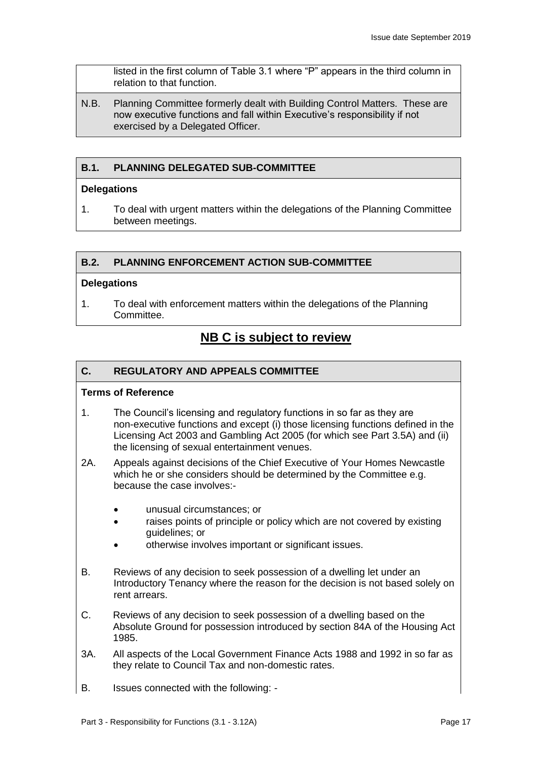listed in the first column of Table 3.1 where "P" appears in the third column in relation to that function.

N.B. Planning Committee formerly dealt with Building Control Matters. These are now executive functions and fall within Executive's responsibility if not exercised by a Delegated Officer.

## B.1. PLANNING DELEGATED SUB-COMMITTEE

**Delegations**

1. To deal with urgent matters within the delegations of the Planning Committee between meetings.

## B.2. PLANNING ENFORCEMENT ACTION SUB-COMMITTEE

**Delegations**

1. To deal with enforcement matters within the delegations of the Planning Committee.

## NB C is subject to review

## C. REGULATORY AND APPEALS COMMITTEE

**Terms of Reference**

1. The Council's licensing and regulatory functions in so far as they are non-executive functions and except (i) those licensing functions defined in the Licensing Act 2003 and Gambling Act 2005 (for which see Part 3.5A) and (ii) the licensing of sexual entertainment venues.

2A. Appeals against decisions of the Chief Executive of Your Homes Newcastle which he or she considers should be determined by the Committee e.g. because the case involves:-

- unusual circumstances; or
- raises points of principle or policy which are not covered by existing guidelines; or
- otherwise involves important or significant issues.

B. Reviews of any decision to seek possession of a dwelling let under an Introductory Tenancy where the reason for the decision is not based solely on rent arrears.

C. Reviews of any decision to seek possession of a dwelling based on the Absolute Ground for possession introduced by section 84A of the Housing Act 1985.

3A. All aspects of the Local Government Finance Acts 1988 and 1992 in so far as they relate to Council Tax and non-domestic rates.

B. Issues connected with the following: -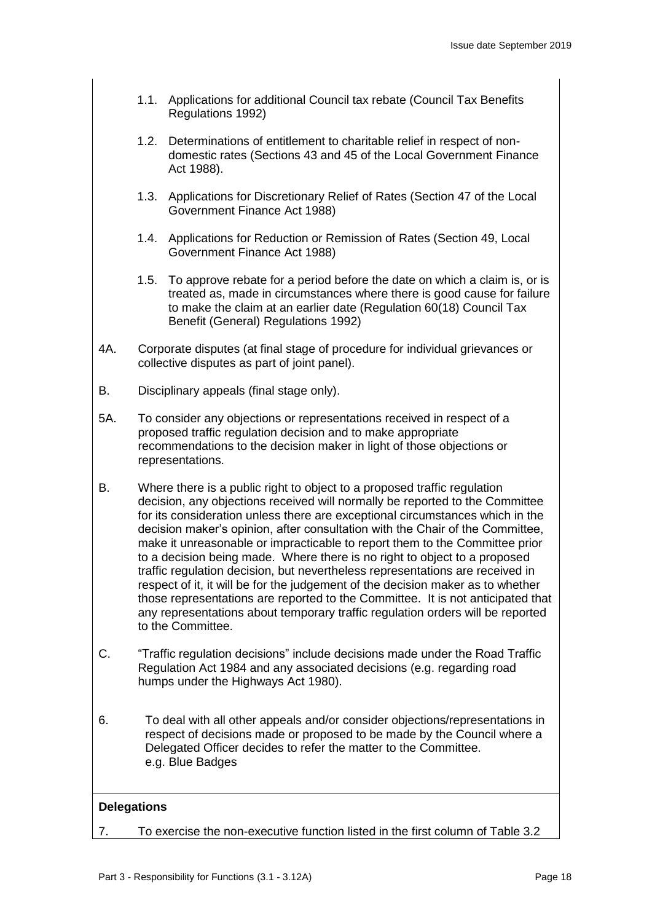1.1. Applications for additional Council tax rebate (Council Tax Benefits Regulations 1992)

1.2. Determinations of entitlement to charitable relief in respect of non-domestic rates (Sections 43 and 45 of the Local Government Finance Act 1988).

1.3. Applications for Discretionary Relief of Rates (Section 47 of the Local Government Finance Act 1988)

1.4. Applications for Reduction or Remission of Rates (Section 49, Local Government Finance Act 1988)

1.5. To approve rebate for a period before the date on which a claim is, or is treated as, made in circumstances where there is good cause for failure to make the claim at an earlier date (Regulation 60(18) Council Tax Benefit (General) Regulations 1992)

4A. Corporate disputes (at final stage of procedure for individual grievances or collective disputes as part of joint panel).

B. Disciplinary appeals (final stage only).

5A. To consider any objections or representations received in respect of a proposed traffic regulation decision and to make appropriate recommendations to the decision maker in light of those objections or representations.

B. Where there is a public right to object to a proposed traffic regulation decision, any objections received will normally be reported to the Committee for its consideration unless there are exceptional circumstances which in the decision maker's opinion, after consultation with the Chair of the Committee, make it unreasonable or impracticable to report them to the Committee prior to a decision being made. Where there is no right to object to a proposed traffic regulation decision, but nevertheless representations are received in respect of it, it will be for the judgement of the decision maker as to whether those representations are reported to the Committee. It is not anticipated that any representations about temporary traffic regulation orders will be reported to the Committee.

C. "Traffic regulation decisions" include decisions made under the Road Traffic Regulation Act 1984 and any associated decisions (e.g. regarding road humps under the Highways Act 1980).

6. To deal with all other appeals and/or consider objections/representations in respect of decisions made or proposed to be made by the Council where a Delegated Officer decides to refer the matter to the Committee. e.g. Blue Badges

**Delegations**

7. To exercise the non-executive function listed in the first column of Table 3.2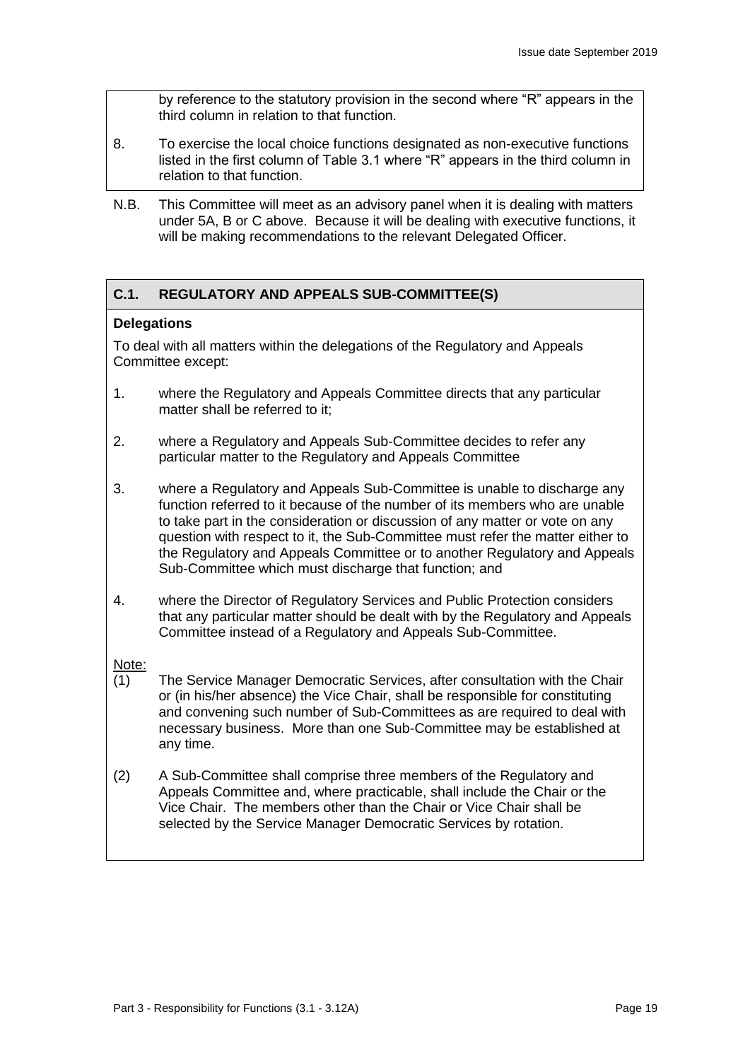by reference to the statutory provision in the second where "R" appears in the third column in relation to that function.

8. To exercise the local choice functions designated as non-executive functions listed in the first column of Table 3.1 where "R" appears in the third column in relation to that function.

N.B. This Committee will meet as an advisory panel when it is dealing with matters under 5A, B or C above. Because it will be dealing with executive functions, it will be making recommendations to the relevant Delegated Officer.

## C.1. REGULATORY AND APPEALS SUB-COMMITTEE(S)

**Delegations**

To deal with all matters within the delegations of the Regulatory and Appeals Committee except:

1. where the Regulatory and Appeals Committee directs that any particular matter shall be referred to it;

2. where a Regulatory and Appeals Sub-Committee decides to refer any particular matter to the Regulatory and Appeals Committee

3. where a Regulatory and Appeals Sub-Committee is unable to discharge any function referred to it because of the number of its members who are unable to take part in the consideration or discussion of any matter or vote on any question with respect to it, the Sub-Committee must refer the matter either to the Regulatory and Appeals Committee or to another Regulatory and Appeals Sub-Committee which must discharge that function; and

4. where the Director of Regulatory Services and Public Protection considers that any particular matter should be dealt with by the Regulatory and Appeals Committee instead of a Regulatory and Appeals Sub-Committee.

Note:

(1) The Service Manager Democratic Services, after consultation with the Chair or (in his/her absence) the Vice Chair, shall be responsible for constituting and convening such number of Sub-Committees as are required to deal with necessary business. More than one Sub-Committee may be established at any time.

(2) A Sub-Committee shall comprise three members of the Regulatory and Appeals Committee and, where practicable, shall include the Chair or the Vice Chair. The members other than the Chair or Vice Chair shall be selected by the Service Manager Democratic Services by rotation.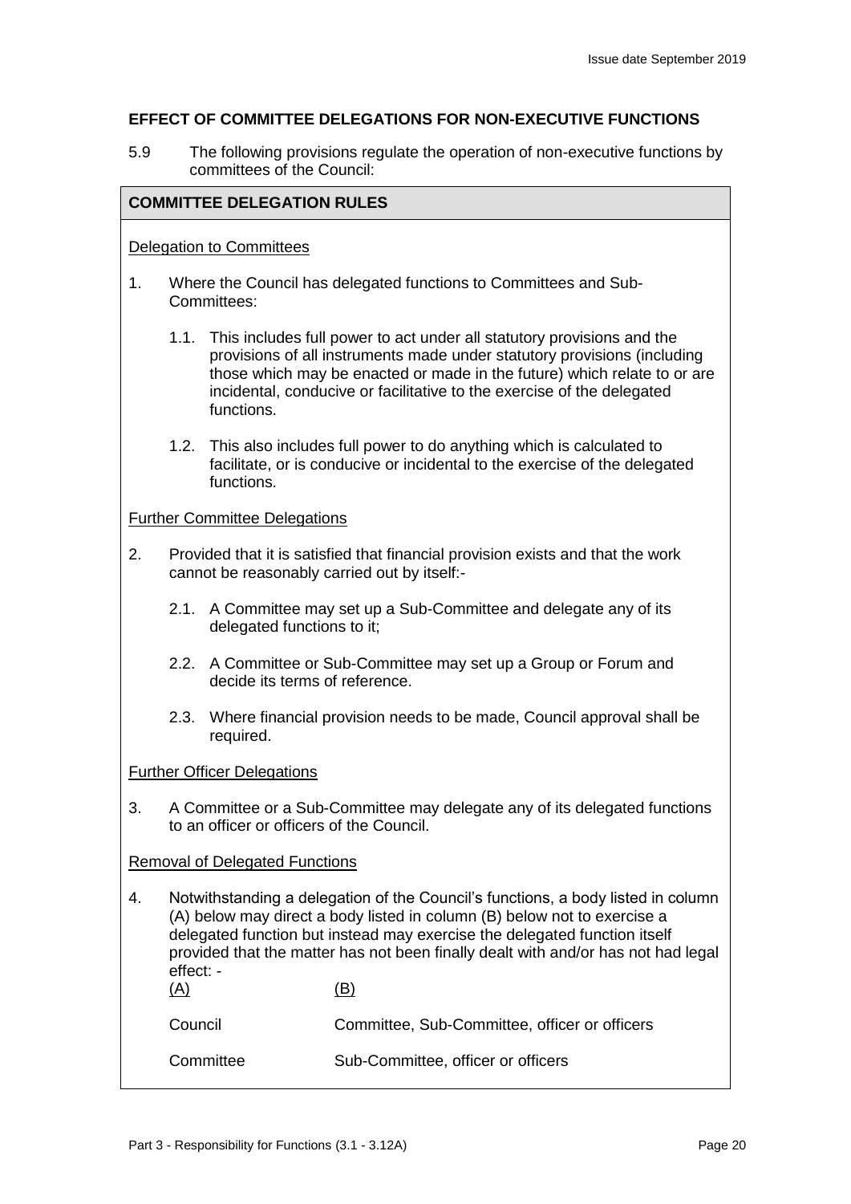**EFFECT OF COMMITTEE DELEGATIONS FOR NON-EXECUTIVE FUNCTIONS**

5.9 The following provisions regulate the operation of non-executive functions by committees of the Council:

**COMMITTEE DELEGATION RULES**

Delegation to Committees

1. Where the Council has delegated functions to Committees and Sub-Committees:

   1.1. This includes full power to act under all statutory provisions and the provisions of all instruments made under statutory provisions (including those which may be enacted or made in the future) which relate to or are incidental, conducive or facilitative to the exercise of the delegated functions.

   1.2. This also includes full power to do anything which is calculated to facilitate, or is conducive or incidental to the exercise of the delegated functions.

Further Committee Delegations

2. Provided that it is satisfied that financial provision exists and that the work cannot be reasonably carried out by itself:-

   2.1. A Committee may set up a Sub-Committee and delegate any of its delegated functions to it;

   2.2. A Committee or Sub-Committee may set up a Group or Forum and decide its terms of reference.

   2.3. Where financial provision needs to be made, Council approval shall be required.

Further Officer Delegations

3. A Committee or a Sub-Committee may delegate any of its delegated functions to an officer or officers of the Council.

Removal of Delegated Functions

4. Notwithstanding a delegation of the Council's functions, a body listed in column (A) below may direct a body listed in column (B) below not to exercise a delegated function but instead may exercise the delegated function itself provided that the matter has not been finally dealt with and/or has not had legal effect: -

| (A) | (B) |
|---|---|
| Council | Committee, Sub-Committee, officer or officers |
| Committee | Sub-Committee, officer or officers |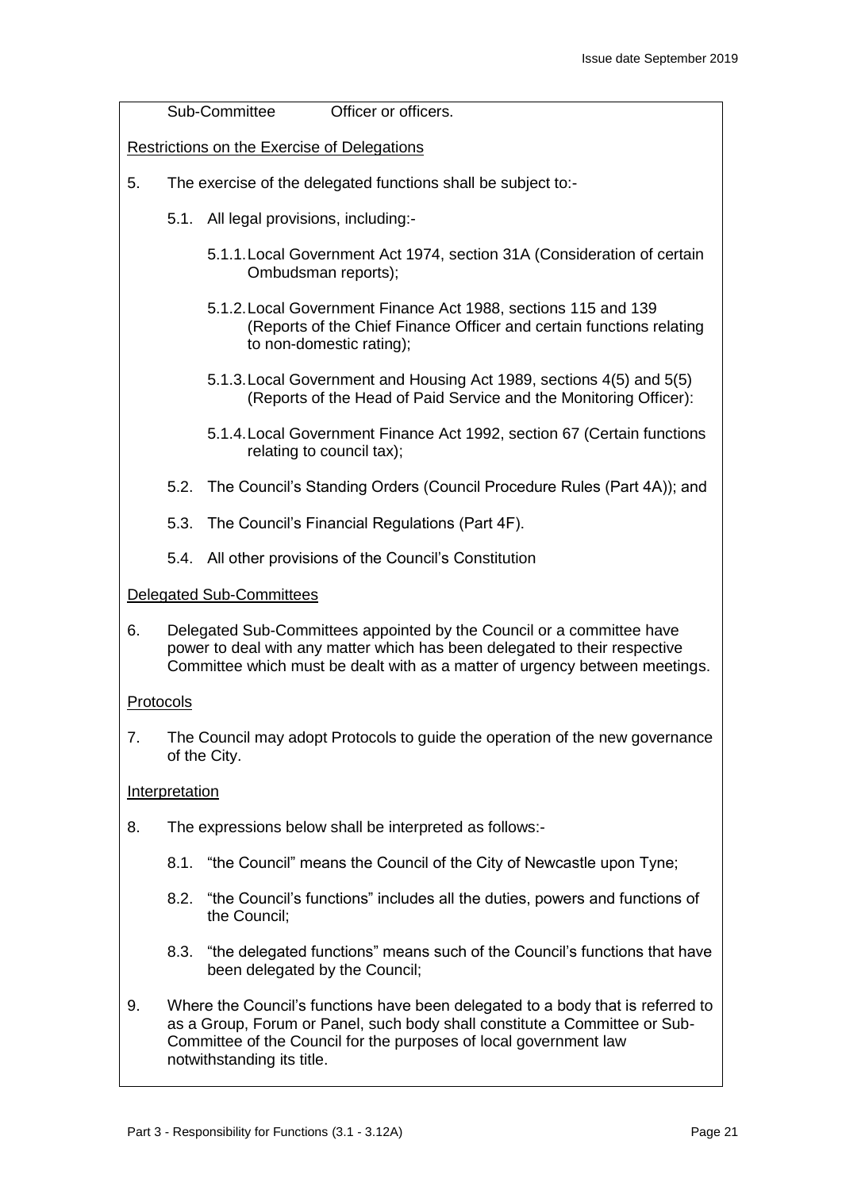Sub-Committee Officer or officers.

Restrictions on the Exercise of Delegations

5. The exercise of the delegated functions shall be subject to:-

   5.1. All legal provisions, including:-

      5.1.1. Local Government Act 1974, section 31A (Consideration of certain Ombudsman reports);

      5.1.2. Local Government Finance Act 1988, sections 115 and 139 (Reports of the Chief Finance Officer and certain functions relating to non-domestic rating);

      5.1.3. Local Government and Housing Act 1989, sections 4(5) and 5(5) (Reports of the Head of Paid Service and the Monitoring Officer):

      5.1.4. Local Government Finance Act 1992, section 67 (Certain functions relating to council tax);

   5.2. The Council's Standing Orders (Council Procedure Rules (Part 4A)); and

   5.3. The Council's Financial Regulations (Part 4F).

   5.4. All other provisions of the Council's Constitution

Delegated Sub-Committees

6. Delegated Sub-Committees appointed by the Council or a committee have power to deal with any matter which has been delegated to their respective Committee which must be dealt with as a matter of urgency between meetings.

Protocols

7. The Council may adopt Protocols to guide the operation of the new governance of the City.

Interpretation

8. The expressions below shall be interpreted as follows:-

   8.1. "the Council" means the Council of the City of Newcastle upon Tyne;

   8.2. "the Council's functions" includes all the duties, powers and functions of the Council;

   8.3. "the delegated functions" means such of the Council's functions that have been delegated by the Council;

9. Where the Council's functions have been delegated to a body that is referred to as a Group, Forum or Panel, such body shall constitute a Committee or Sub-Committee of the Council for the purposes of local government law notwithstanding its title.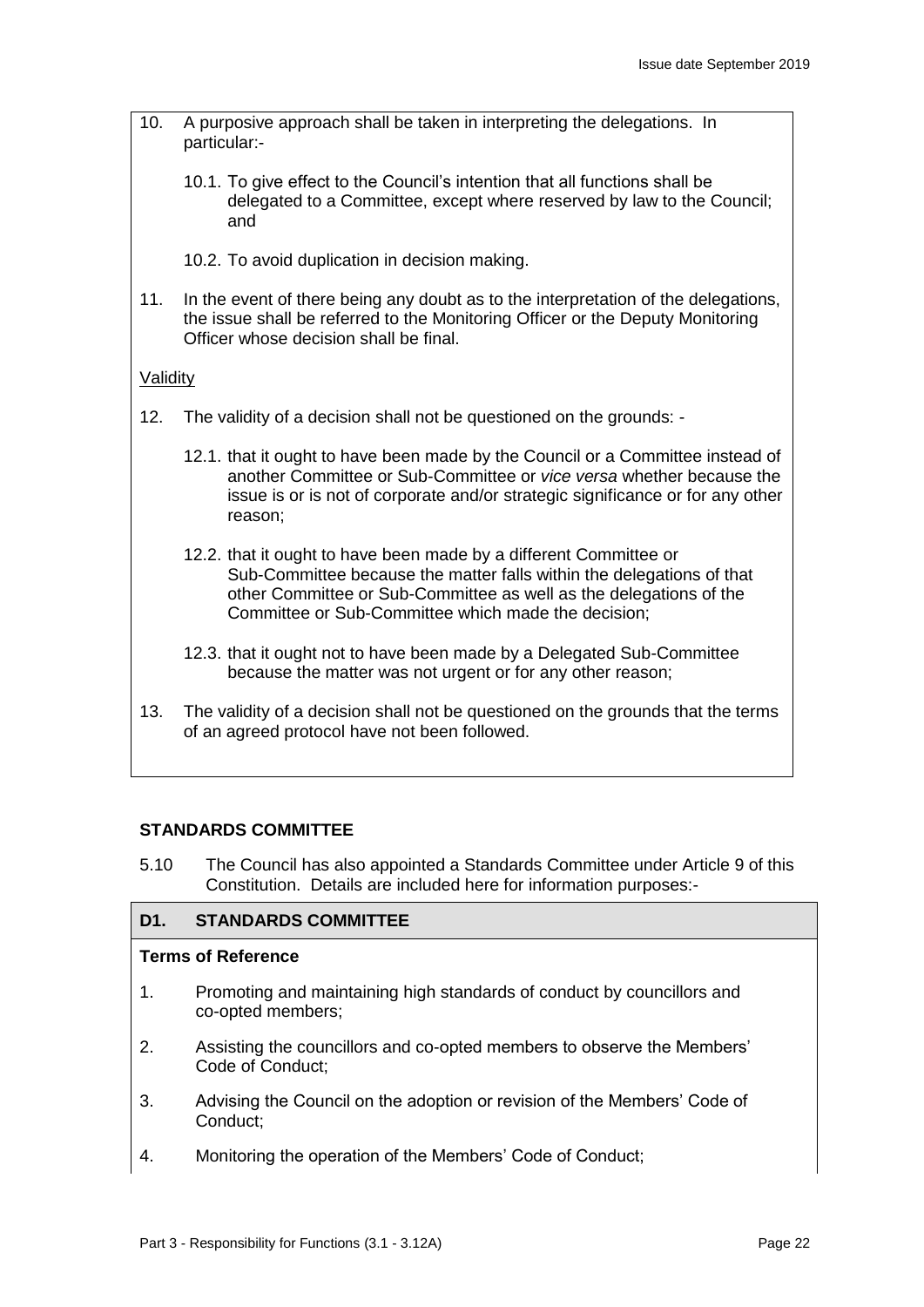10. A purposive approach shall be taken in interpreting the delegations. In particular:-

    10.1. To give effect to the Council's intention that all functions shall be delegated to a Committee, except where reserved by law to the Council; and

    10.2. To avoid duplication in decision making.

11. In the event of there being any doubt as to the interpretation of the delegations, the issue shall be referred to the Monitoring Officer or the Deputy Monitoring Officer whose decision shall be final.

Validity

12. The validity of a decision shall not be questioned on the grounds: -

    12.1. that it ought to have been made by the Council or a Committee instead of another Committee or Sub-Committee or *vice versa* whether because the issue is or is not of corporate and/or strategic significance or for any other reason;

    12.2. that it ought to have been made by a different Committee or Sub-Committee because the matter falls within the delegations of that other Committee or Sub-Committee as well as the delegations of the Committee or Sub-Committee which made the decision;

    12.3. that it ought not to have been made by a Delegated Sub-Committee because the matter was not urgent or for any other reason;

13. The validity of a decision shall not be questioned on the grounds that the terms of an agreed protocol have not been followed.

### STANDARDS COMMITTEE

5.10 The Council has also appointed a Standards Committee under Article 9 of this Constitution. Details are included here for information purposes:-

#### D1. STANDARDS COMMITTEE

**Terms of Reference**

1. Promoting and maintaining high standards of conduct by councillors and co-opted members;
2. Assisting the councillors and co-opted members to observe the Members' Code of Conduct;
3. Advising the Council on the adoption or revision of the Members' Code of Conduct;
4. Monitoring the operation of the Members' Code of Conduct;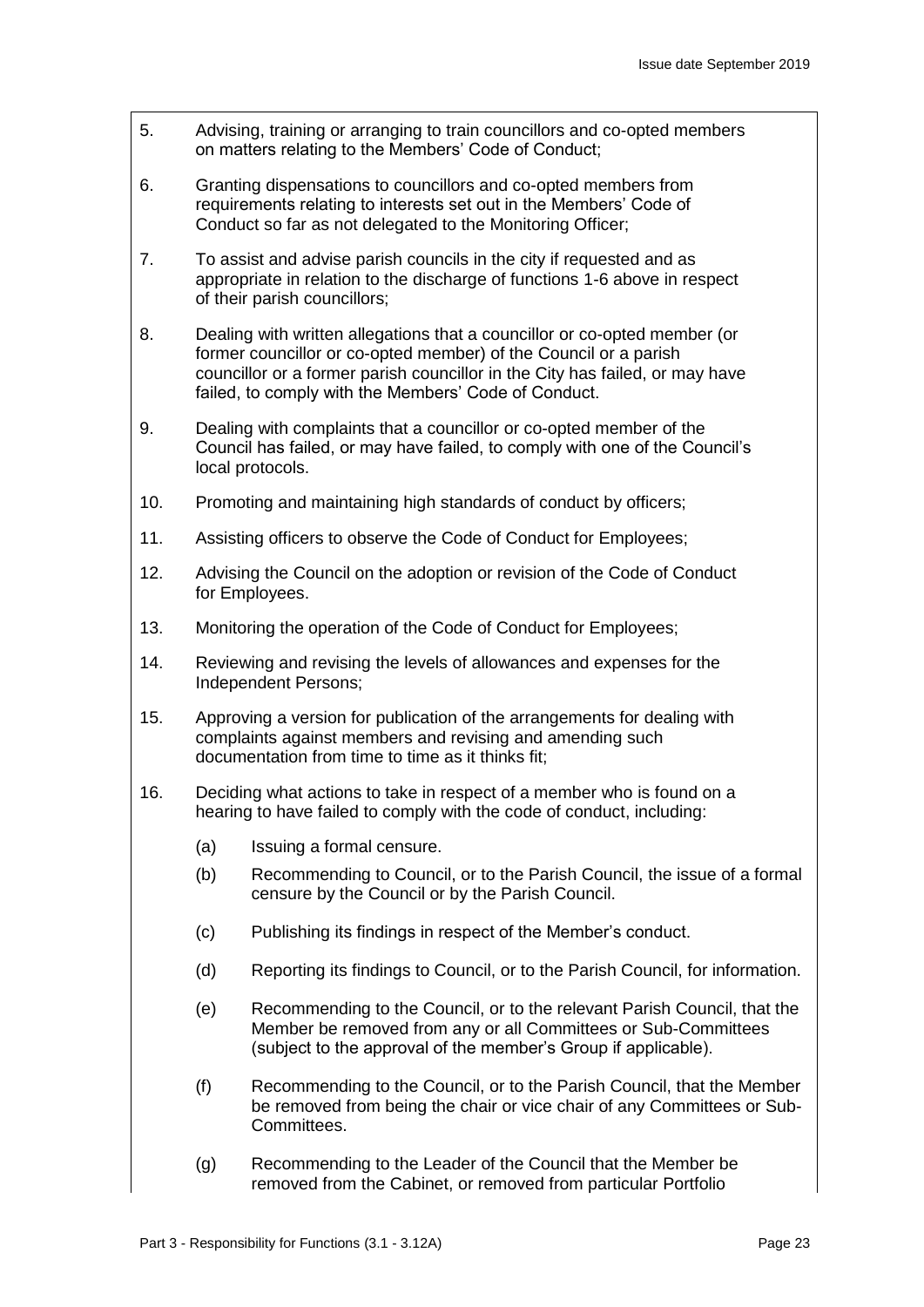5. Advising, training or arranging to train councillors and co-opted members on matters relating to the Members' Code of Conduct;

6. Granting dispensations to councillors and co-opted members from requirements relating to interests set out in the Members' Code of Conduct so far as not delegated to the Monitoring Officer;

7. To assist and advise parish councils in the city if requested and as appropriate in relation to the discharge of functions 1-6 above in respect of their parish councillors;

8. Dealing with written allegations that a councillor or co-opted member (or former councillor or co-opted member) of the Council or a parish councillor or a former parish councillor in the City has failed, or may have failed, to comply with the Members' Code of Conduct.

9. Dealing with complaints that a councillor or co-opted member of the Council has failed, or may have failed, to comply with one of the Council's local protocols.

10. Promoting and maintaining high standards of conduct by officers;

11. Assisting officers to observe the Code of Conduct for Employees;

12. Advising the Council on the adoption or revision of the Code of Conduct for Employees.

13. Monitoring the operation of the Code of Conduct for Employees;

14. Reviewing and revising the levels of allowances and expenses for the Independent Persons;

15. Approving a version for publication of the arrangements for dealing with complaints against members and revising and amending such documentation from time to time as it thinks fit;

16. Deciding what actions to take in respect of a member who is found on a hearing to have failed to comply with the code of conduct, including:

    (a) Issuing a formal censure.

    (b) Recommending to Council, or to the Parish Council, the issue of a formal censure by the Council or by the Parish Council.

    (c) Publishing its findings in respect of the Member's conduct.

    (d) Reporting its findings to Council, or to the Parish Council, for information.

    (e) Recommending to the Council, or to the relevant Parish Council, that the Member be removed from any or all Committees or Sub-Committees (subject to the approval of the member's Group if applicable).

    (f) Recommending to the Council, or to the Parish Council, that the Member be removed from being the chair or vice chair of any Committees or Sub-Committees.

    (g) Recommending to the Leader of the Council that the Member be removed from the Cabinet, or removed from particular Portfolio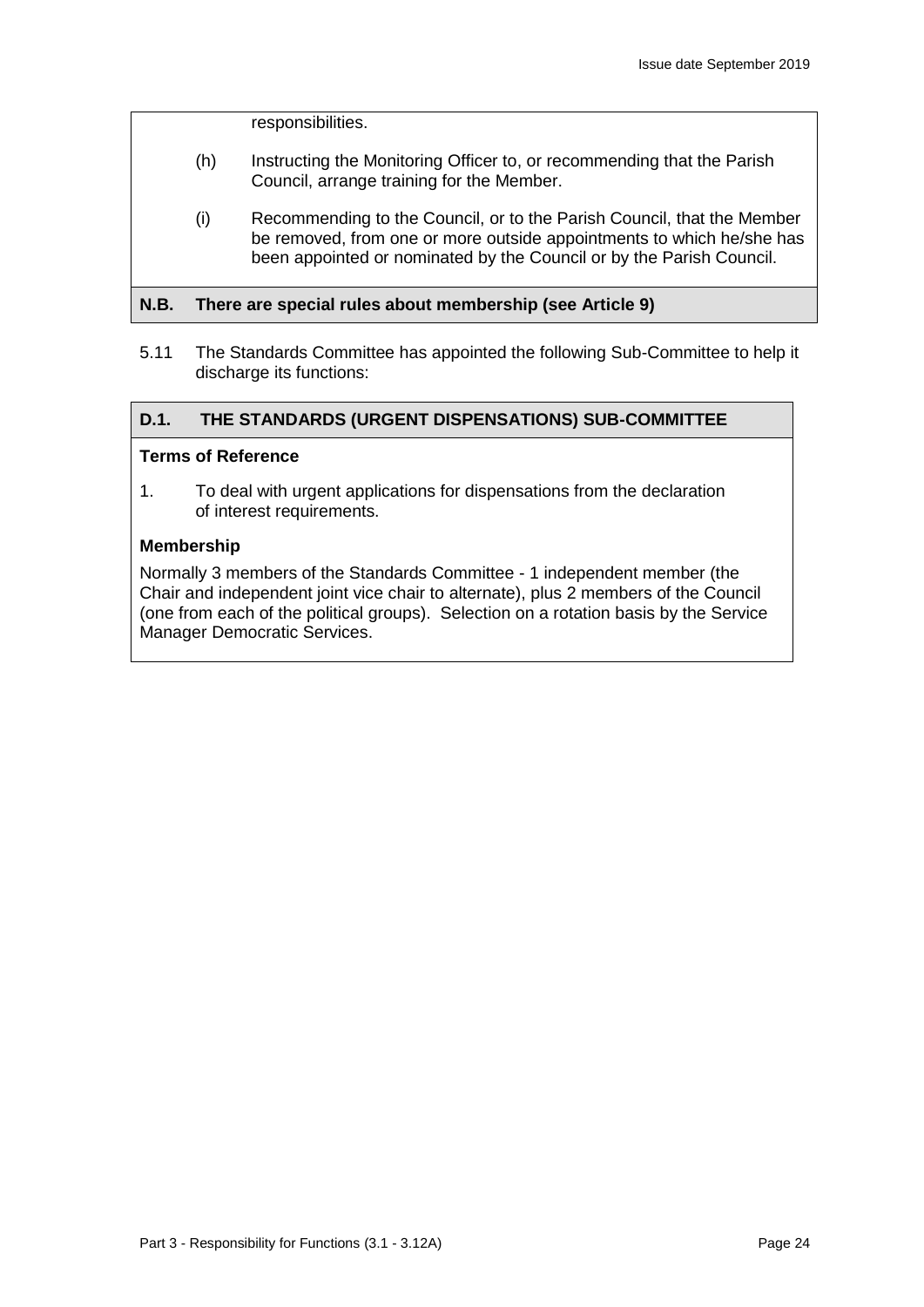responsibilities.

(h) Instructing the Monitoring Officer to, or recommending that the Parish Council, arrange training for the Member.

(i) Recommending to the Council, or to the Parish Council, that the Member be removed, from one or more outside appointments to which he/she has been appointed or nominated by the Council or by the Parish Council.

**N.B. There are special rules about membership (see Article 9)**

5.11 The Standards Committee has appointed the following Sub-Committee to help it discharge its functions:

## D.1. THE STANDARDS (URGENT DISPENSATIONS) SUB-COMMITTEE

**Terms of Reference**

1. To deal with urgent applications for dispensations from the declaration of interest requirements.

**Membership**

Normally 3 members of the Standards Committee - 1 independent member (the Chair and independent joint vice chair to alternate), plus 2 members of the Council (one from each of the political groups). Selection on a rotation basis by the Service Manager Democratic Services.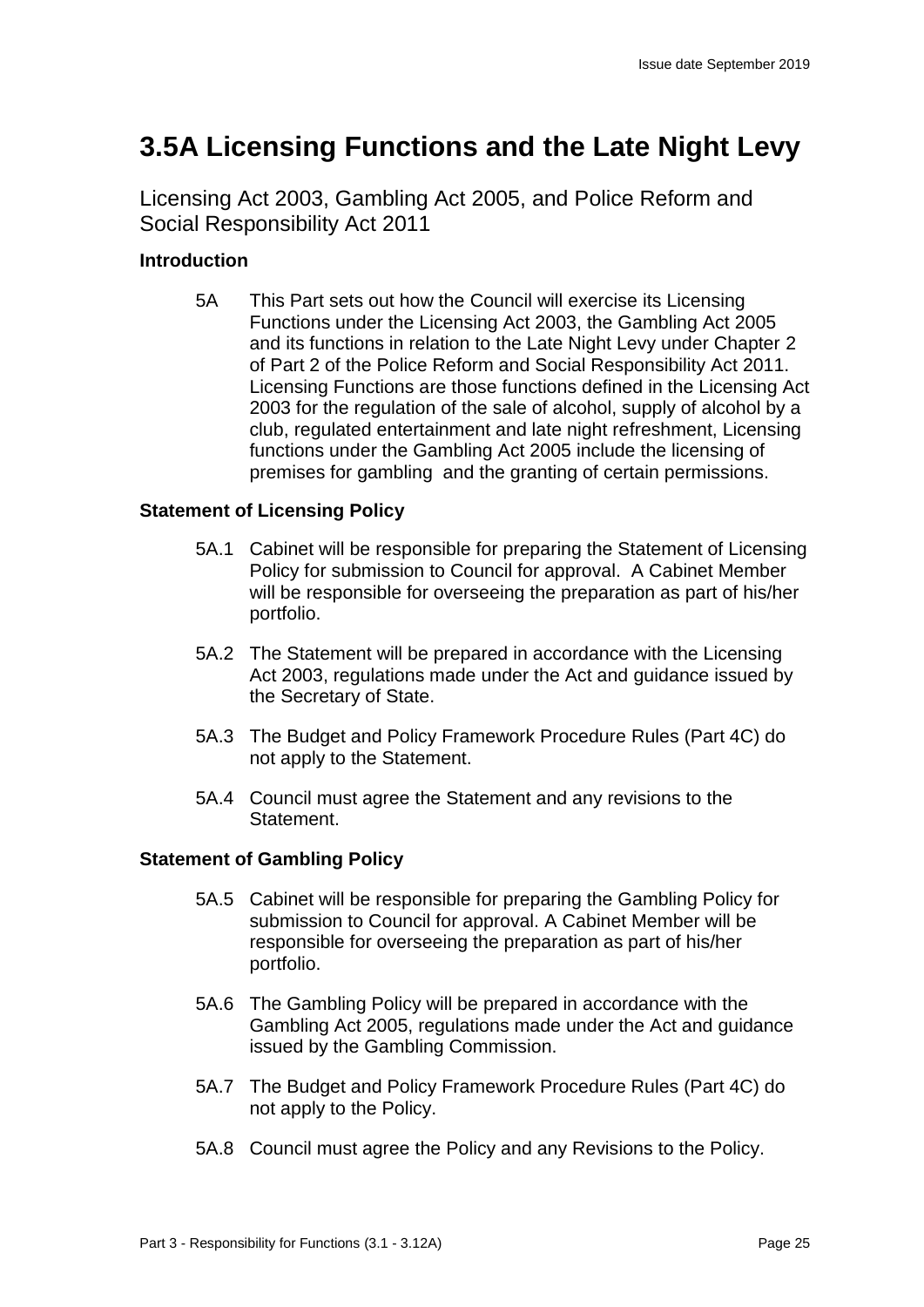# 3.5A Licensing Functions and the Late Night Levy

Licensing Act 2003, Gambling Act 2005, and Police Reform and Social Responsibility Act 2011

### Introduction

5A This Part sets out how the Council will exercise its Licensing Functions under the Licensing Act 2003, the Gambling Act 2005 and its functions in relation to the Late Night Levy under Chapter 2 of Part 2 of the Police Reform and Social Responsibility Act 2011. Licensing Functions are those functions defined in the Licensing Act 2003 for the regulation of the sale of alcohol, supply of alcohol by a club, regulated entertainment and late night refreshment, Licensing functions under the Gambling Act 2005 include the licensing of premises for gambling and the granting of certain permissions.

### Statement of Licensing Policy

5A.1 Cabinet will be responsible for preparing the Statement of Licensing Policy for submission to Council for approval. A Cabinet Member will be responsible for overseeing the preparation as part of his/her portfolio.

5A.2 The Statement will be prepared in accordance with the Licensing Act 2003, regulations made under the Act and guidance issued by the Secretary of State.

5A.3 The Budget and Policy Framework Procedure Rules (Part 4C) do not apply to the Statement.

5A.4 Council must agree the Statement and any revisions to the Statement.

### Statement of Gambling Policy

5A.5 Cabinet will be responsible for preparing the Gambling Policy for submission to Council for approval. A Cabinet Member will be responsible for overseeing the preparation as part of his/her portfolio.

5A.6 The Gambling Policy will be prepared in accordance with the Gambling Act 2005, regulations made under the Act and guidance issued by the Gambling Commission.

5A.7 The Budget and Policy Framework Procedure Rules (Part 4C) do not apply to the Policy.

5A.8 Council must agree the Policy and any Revisions to the Policy.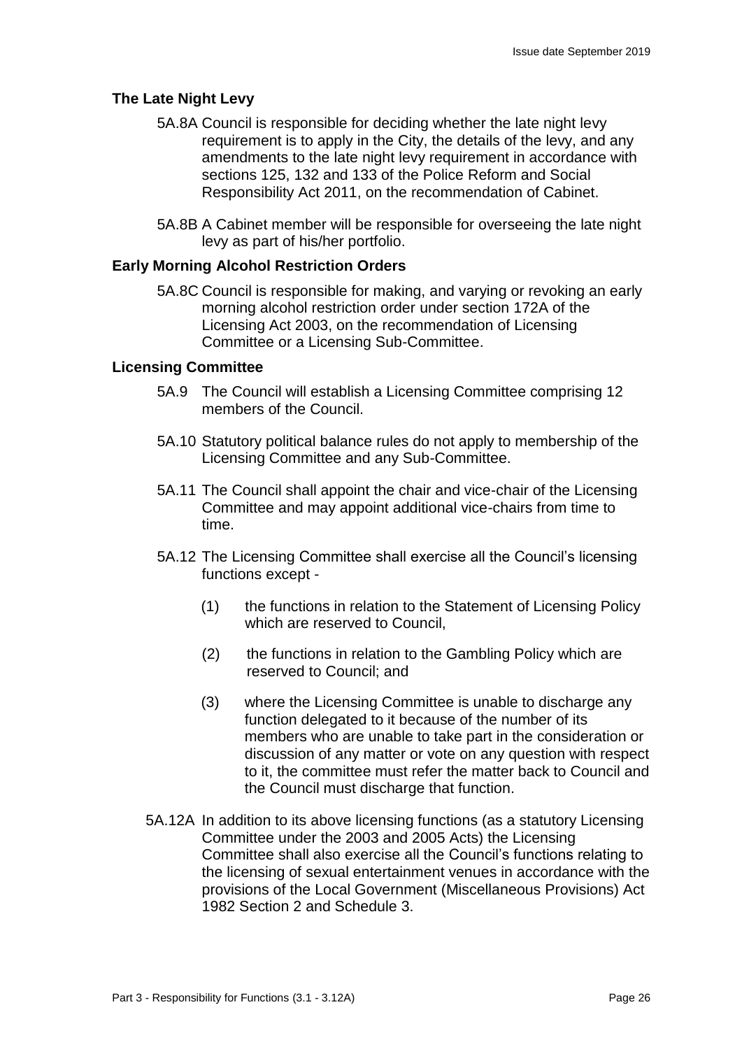### The Late Night Levy

5A.8A Council is responsible for deciding whether the late night levy requirement is to apply in the City, the details of the levy, and any amendments to the late night levy requirement in accordance with sections 125, 132 and 133 of the Police Reform and Social Responsibility Act 2011, on the recommendation of Cabinet.

5A.8B A Cabinet member will be responsible for overseeing the late night levy as part of his/her portfolio.

### Early Morning Alcohol Restriction Orders

5A.8C Council is responsible for making, and varying or revoking an early morning alcohol restriction order under section 172A of the Licensing Act 2003, on the recommendation of Licensing Committee or a Licensing Sub-Committee.

### Licensing Committee

5A.9 The Council will establish a Licensing Committee comprising 12 members of the Council.

5A.10 Statutory political balance rules do not apply to membership of the Licensing Committee and any Sub-Committee.

5A.11 The Council shall appoint the chair and vice-chair of the Licensing Committee and may appoint additional vice-chairs from time to time.

5A.12 The Licensing Committee shall exercise all the Council's licensing functions except -

(1) the functions in relation to the Statement of Licensing Policy which are reserved to Council,

(2) the functions in relation to the Gambling Policy which are reserved to Council; and

(3) where the Licensing Committee is unable to discharge any function delegated to it because of the number of its members who are unable to take part in the consideration or discussion of any matter or vote on any question with respect to it, the committee must refer the matter back to Council and the Council must discharge that function.

5A.12A In addition to its above licensing functions (as a statutory Licensing Committee under the 2003 and 2005 Acts) the Licensing Committee shall also exercise all the Council's functions relating to the licensing of sexual entertainment venues in accordance with the provisions of the Local Government (Miscellaneous Provisions) Act 1982 Section 2 and Schedule 3.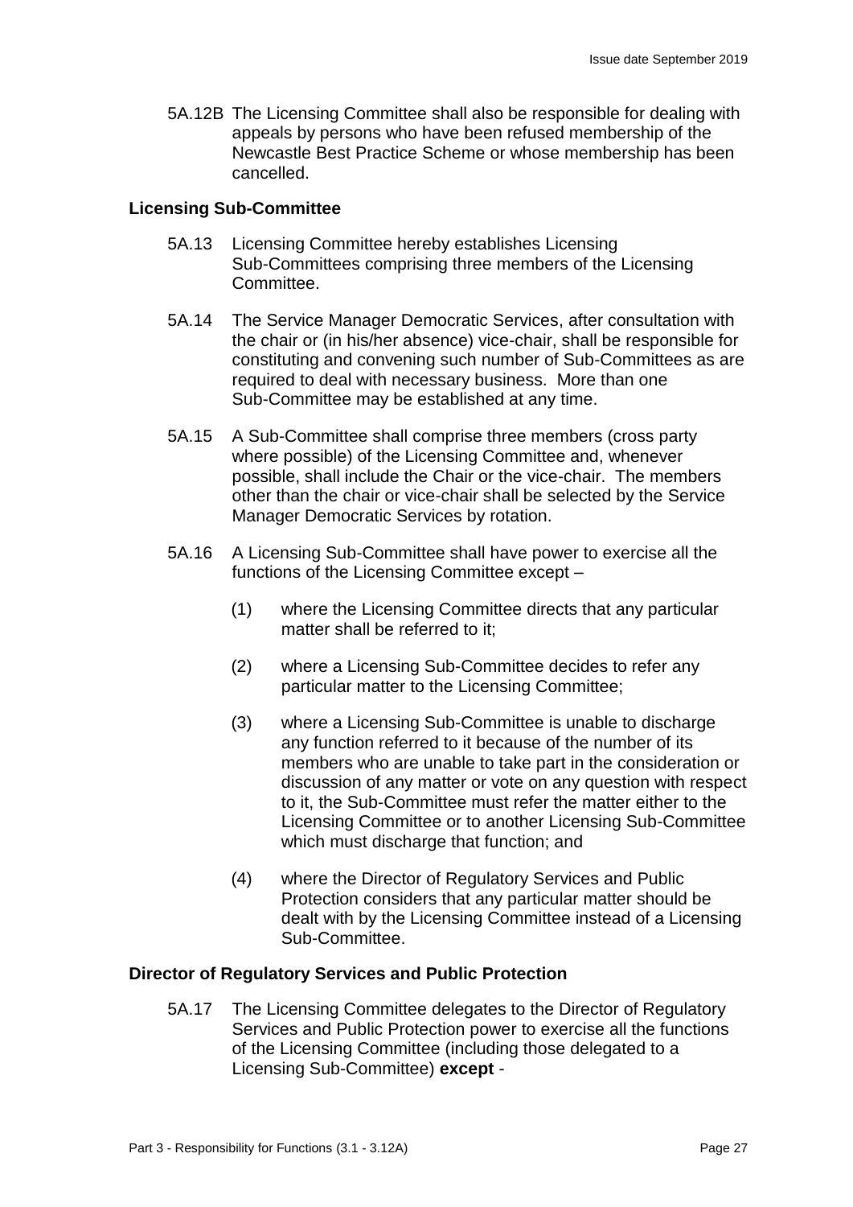5A.12B The Licensing Committee shall also be responsible for dealing with appeals by persons who have been refused membership of the Newcastle Best Practice Scheme or whose membership has been cancelled.

**Licensing Sub-Committee**

5A.13 Licensing Committee hereby establishes Licensing Sub-Committees comprising three members of the Licensing Committee.

5A.14 The Service Manager Democratic Services, after consultation with the chair or (in his/her absence) vice-chair, shall be responsible for constituting and convening such number of Sub-Committees as are required to deal with necessary business. More than one Sub-Committee may be established at any time.

5A.15 A Sub-Committee shall comprise three members (cross party where possible) of the Licensing Committee and, whenever possible, shall include the Chair or the vice-chair. The members other than the chair or vice-chair shall be selected by the Service Manager Democratic Services by rotation.

5A.16 A Licensing Sub-Committee shall have power to exercise all the functions of the Licensing Committee except –

(1) where the Licensing Committee directs that any particular matter shall be referred to it;

(2) where a Licensing Sub-Committee decides to refer any particular matter to the Licensing Committee;

(3) where a Licensing Sub-Committee is unable to discharge any function referred to it because of the number of its members who are unable to take part in the consideration or discussion of any matter or vote on any question with respect to it, the Sub-Committee must refer the matter either to the Licensing Committee or to another Licensing Sub-Committee which must discharge that function; and

(4) where the Director of Regulatory Services and Public Protection considers that any particular matter should be dealt with by the Licensing Committee instead of a Licensing Sub-Committee.

**Director of Regulatory Services and Public Protection**

5A.17 The Licensing Committee delegates to the Director of Regulatory Services and Public Protection power to exercise all the functions of the Licensing Committee (including those delegated to a Licensing Sub-Committee) **except** -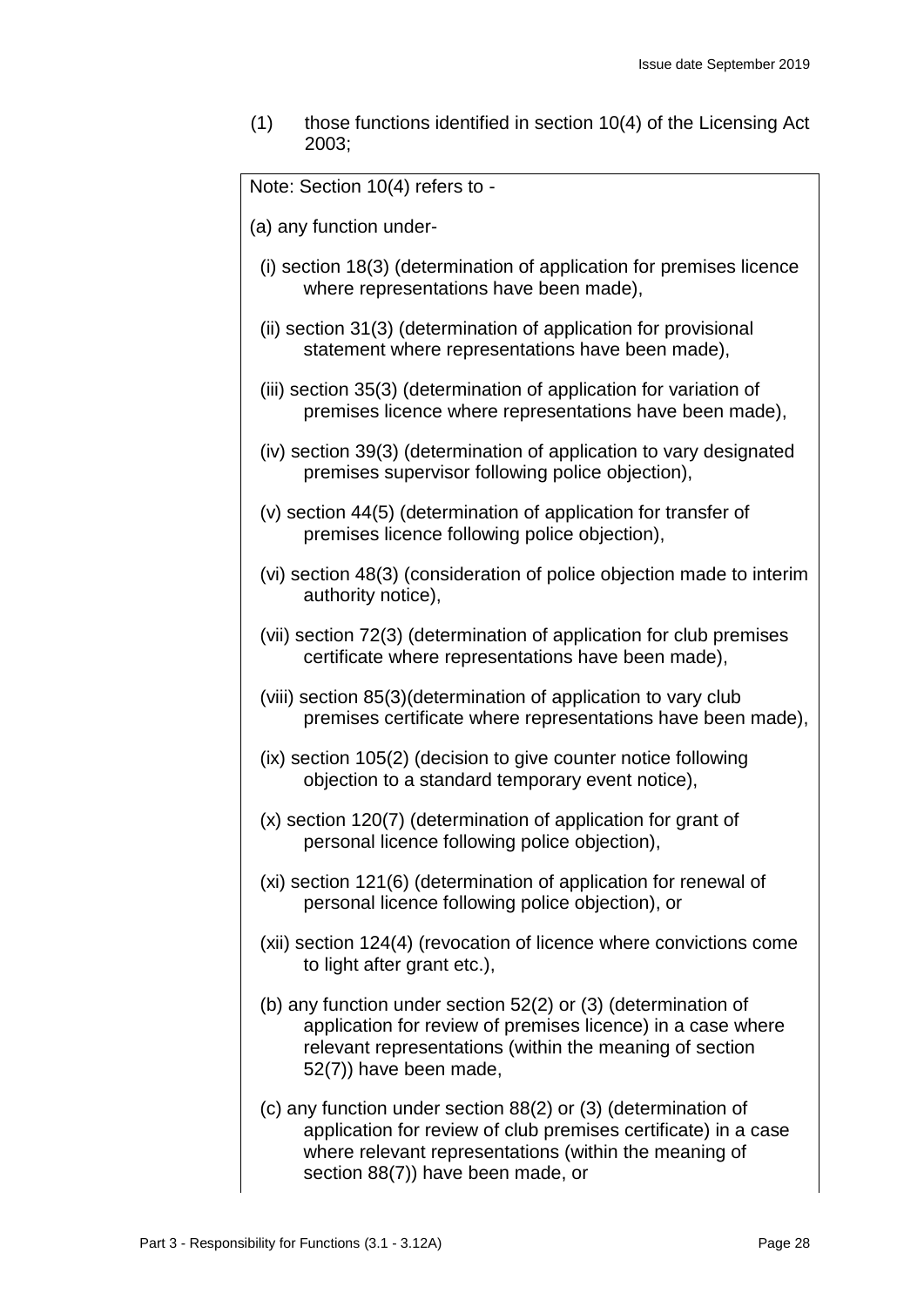(1) those functions identified in section 10(4) of the Licensing Act 2003;

> Note: Section 10(4) refers to -
>
> (a) any function under-
>
> (i) section 18(3) (determination of application for premises licence where representations have been made),
>
> (ii) section 31(3) (determination of application for provisional statement where representations have been made),
>
> (iii) section 35(3) (determination of application for variation of premises licence where representations have been made),
>
> (iv) section 39(3) (determination of application to vary designated premises supervisor following police objection),
>
> (v) section 44(5) (determination of application for transfer of premises licence following police objection),
>
> (vi) section 48(3) (consideration of police objection made to interim authority notice),
>
> (vii) section 72(3) (determination of application for club premises certificate where representations have been made),
>
> (viii) section 85(3)(determination of application to vary club premises certificate where representations have been made),
>
> (ix) section 105(2) (decision to give counter notice following objection to a standard temporary event notice),
>
> (x) section 120(7) (determination of application for grant of personal licence following police objection),
>
> (xi) section 121(6) (determination of application for renewal of personal licence following police objection), or
>
> (xii) section 124(4) (revocation of licence where convictions come to light after grant etc.),
>
> (b) any function under section 52(2) or (3) (determination of application for review of premises licence) in a case where relevant representations (within the meaning of section 52(7)) have been made,
>
> (c) any function under section 88(2) or (3) (determination of application for review of club premises certificate) in a case where relevant representations (within the meaning of section 88(7)) have been made, or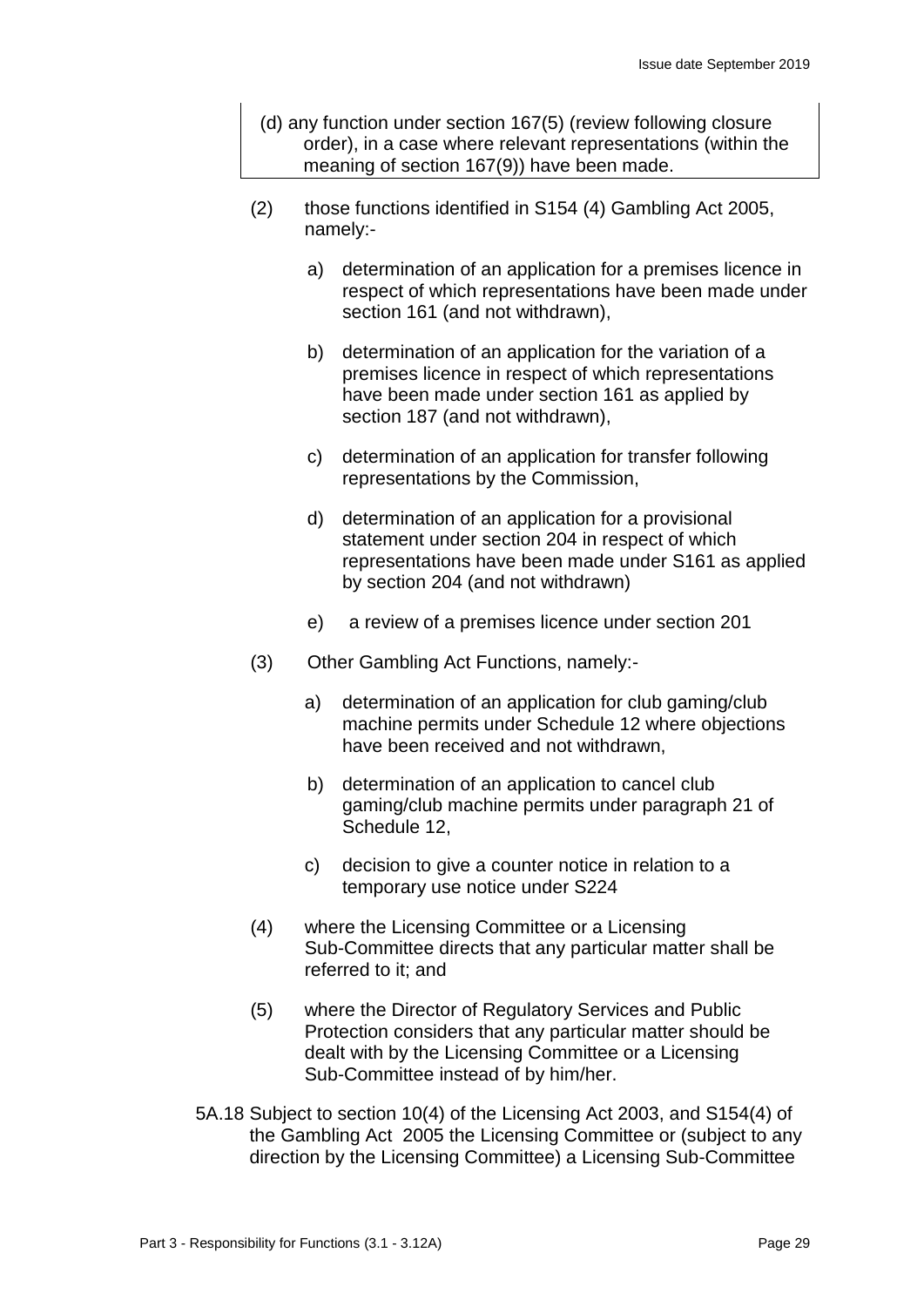(d) any function under section 167(5) (review following closure order), in a case where relevant representations (within the meaning of section 167(9)) have been made.

(2) those functions identified in S154 (4) Gambling Act 2005, namely:-

   a) determination of an application for a premises licence in respect of which representations have been made under section 161 (and not withdrawn),

   b) determination of an application for the variation of a premises licence in respect of which representations have been made under section 161 as applied by section 187 (and not withdrawn),

   c) determination of an application for transfer following representations by the Commission,

   d) determination of an application for a provisional statement under section 204 in respect of which representations have been made under S161 as applied by section 204 (and not withdrawn)

   e) a review of a premises licence under section 201

(3) Other Gambling Act Functions, namely:-

   a) determination of an application for club gaming/club machine permits under Schedule 12 where objections have been received and not withdrawn,

   b) determination of an application to cancel club gaming/club machine permits under paragraph 21 of Schedule 12,

   c) decision to give a counter notice in relation to a temporary use notice under S224

(4) where the Licensing Committee or a Licensing Sub-Committee directs that any particular matter shall be referred to it; and

(5) where the Director of Regulatory Services and Public Protection considers that any particular matter should be dealt with by the Licensing Committee or a Licensing Sub-Committee instead of by him/her.

5A.18 Subject to section 10(4) of the Licensing Act 2003, and S154(4) of the Gambling Act 2005 the Licensing Committee or (subject to any direction by the Licensing Committee) a Licensing Sub-Committee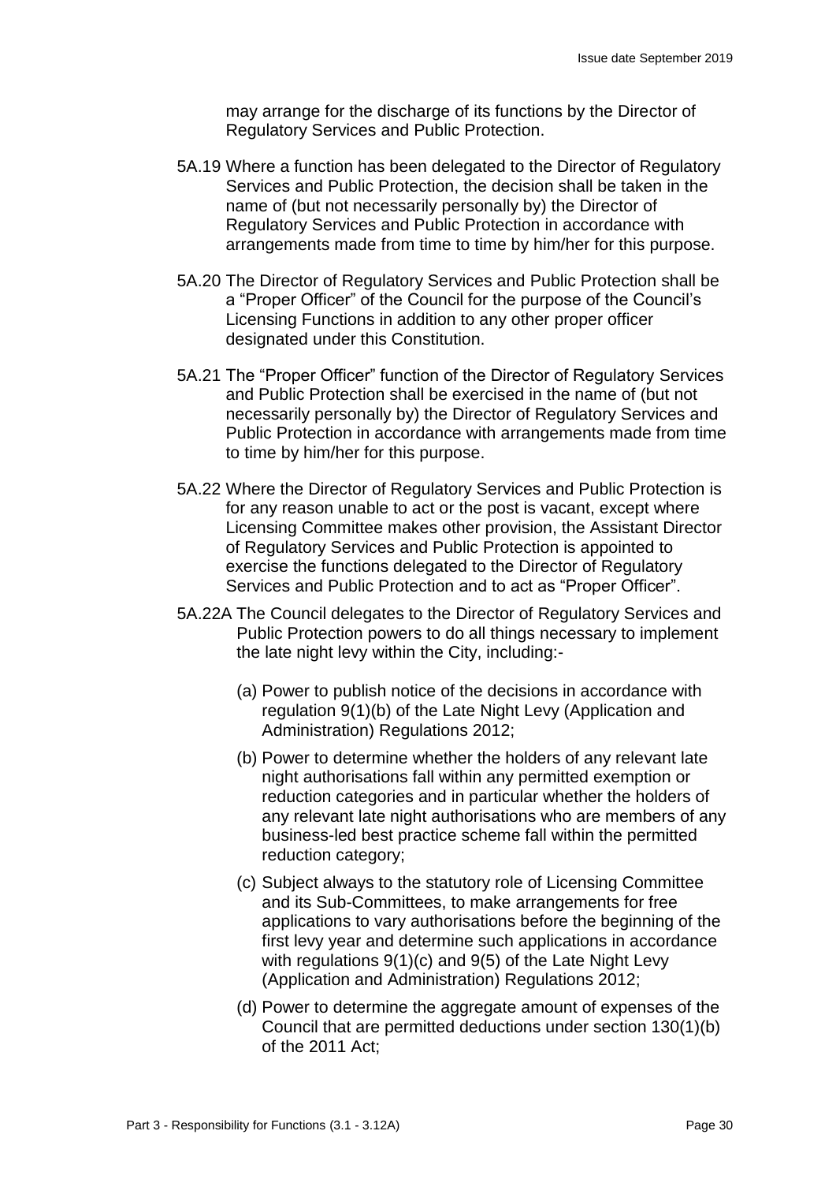may arrange for the discharge of its functions by the Director of Regulatory Services and Public Protection.

5A.19 Where a function has been delegated to the Director of Regulatory Services and Public Protection, the decision shall be taken in the name of (but not necessarily personally by) the Director of Regulatory Services and Public Protection in accordance with arrangements made from time to time by him/her for this purpose.

5A.20 The Director of Regulatory Services and Public Protection shall be a "Proper Officer" of the Council for the purpose of the Council's Licensing Functions in addition to any other proper officer designated under this Constitution.

5A.21 The "Proper Officer" function of the Director of Regulatory Services and Public Protection shall be exercised in the name of (but not necessarily personally by) the Director of Regulatory Services and Public Protection in accordance with arrangements made from time to time by him/her for this purpose.

5A.22 Where the Director of Regulatory Services and Public Protection is for any reason unable to act or the post is vacant, except where Licensing Committee makes other provision, the Assistant Director of Regulatory Services and Public Protection is appointed to exercise the functions delegated to the Director of Regulatory Services and Public Protection and to act as "Proper Officer".

5A.22A The Council delegates to the Director of Regulatory Services and Public Protection powers to do all things necessary to implement the late night levy within the City, including:-

(a) Power to publish notice of the decisions in accordance with regulation 9(1)(b) of the Late Night Levy (Application and Administration) Regulations 2012;

(b) Power to determine whether the holders of any relevant late night authorisations fall within any permitted exemption or reduction categories and in particular whether the holders of any relevant late night authorisations who are members of any business-led best practice scheme fall within the permitted reduction category;

(c) Subject always to the statutory role of Licensing Committee and its Sub-Committees, to make arrangements for free applications to vary authorisations before the beginning of the first levy year and determine such applications in accordance with regulations 9(1)(c) and 9(5) of the Late Night Levy (Application and Administration) Regulations 2012;

(d) Power to determine the aggregate amount of expenses of the Council that are permitted deductions under section 130(1)(b) of the 2011 Act;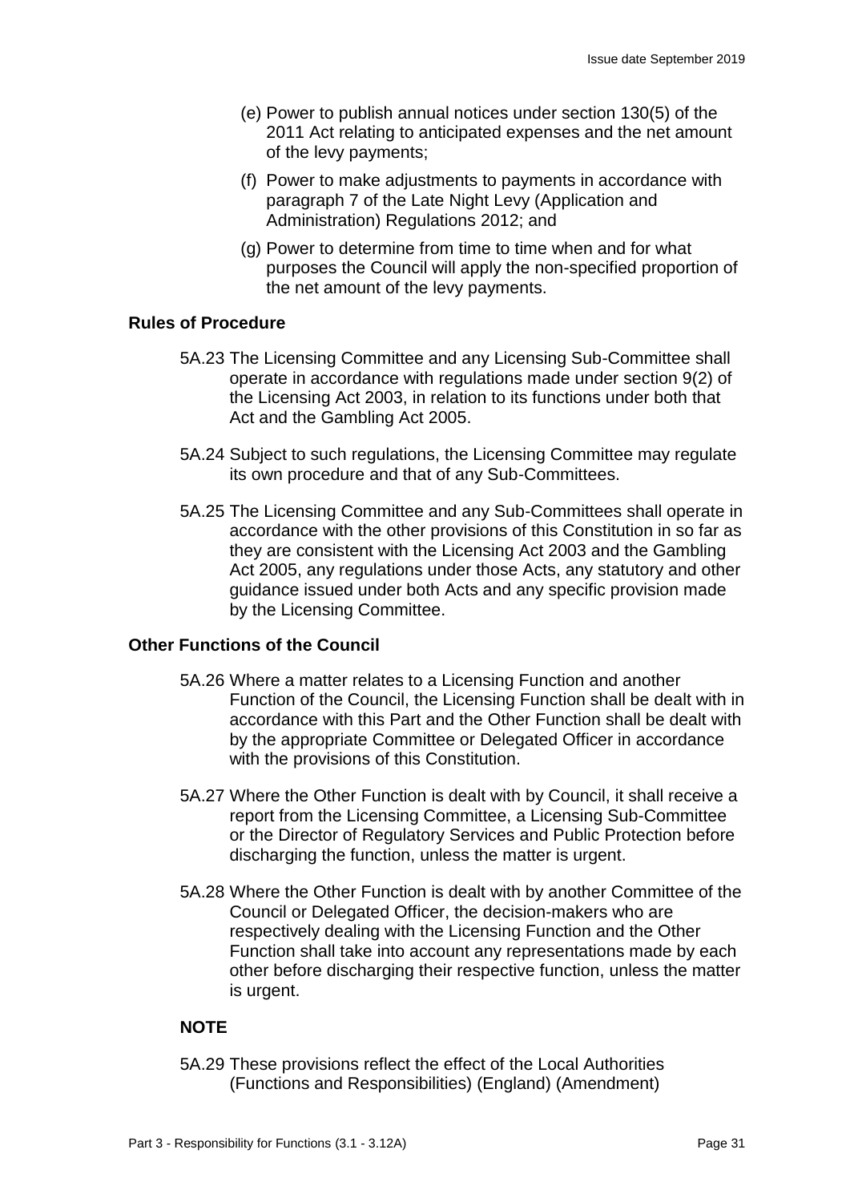(e) Power to publish annual notices under section 130(5) of the 2011 Act relating to anticipated expenses and the net amount of the levy payments;

(f) Power to make adjustments to payments in accordance with paragraph 7 of the Late Night Levy (Application and Administration) Regulations 2012; and

(g) Power to determine from time to time when and for what purposes the Council will apply the non-specified proportion of the net amount of the levy payments.

### Rules of Procedure

5A.23 The Licensing Committee and any Licensing Sub-Committee shall operate in accordance with regulations made under section 9(2) of the Licensing Act 2003, in relation to its functions under both that Act and the Gambling Act 2005.

5A.24 Subject to such regulations, the Licensing Committee may regulate its own procedure and that of any Sub-Committees.

5A.25 The Licensing Committee and any Sub-Committees shall operate in accordance with the other provisions of this Constitution in so far as they are consistent with the Licensing Act 2003 and the Gambling Act 2005, any regulations under those Acts, any statutory and other guidance issued under both Acts and any specific provision made by the Licensing Committee.

### Other Functions of the Council

5A.26 Where a matter relates to a Licensing Function and another Function of the Council, the Licensing Function shall be dealt with in accordance with this Part and the Other Function shall be dealt with by the appropriate Committee or Delegated Officer in accordance with the provisions of this Constitution.

5A.27 Where the Other Function is dealt with by Council, it shall receive a report from the Licensing Committee, a Licensing Sub-Committee or the Director of Regulatory Services and Public Protection before discharging the function, unless the matter is urgent.

5A.28 Where the Other Function is dealt with by another Committee of the Council or Delegated Officer, the decision-makers who are respectively dealing with the Licensing Function and the Other Function shall take into account any representations made by each other before discharging their respective function, unless the matter is urgent.

### NOTE

5A.29 These provisions reflect the effect of the Local Authorities (Functions and Responsibilities) (England) (Amendment)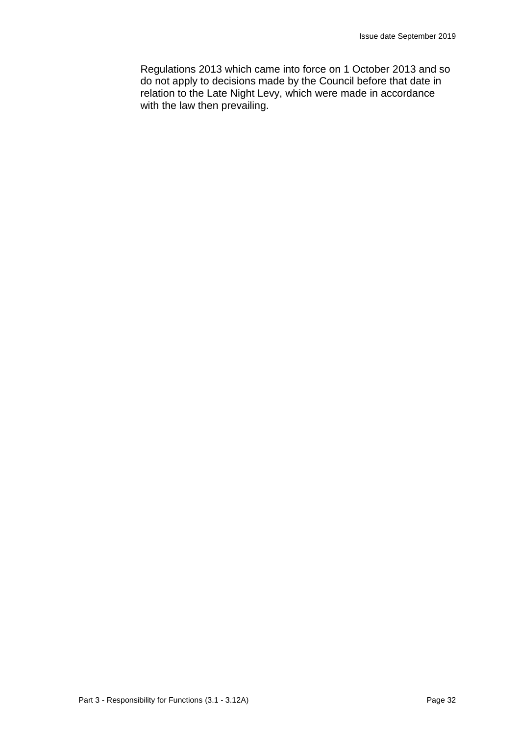Regulations 2013 which came into force on 1 October 2013 and so do not apply to decisions made by the Council before that date in relation to the Late Night Levy, which were made in accordance with the law then prevailing.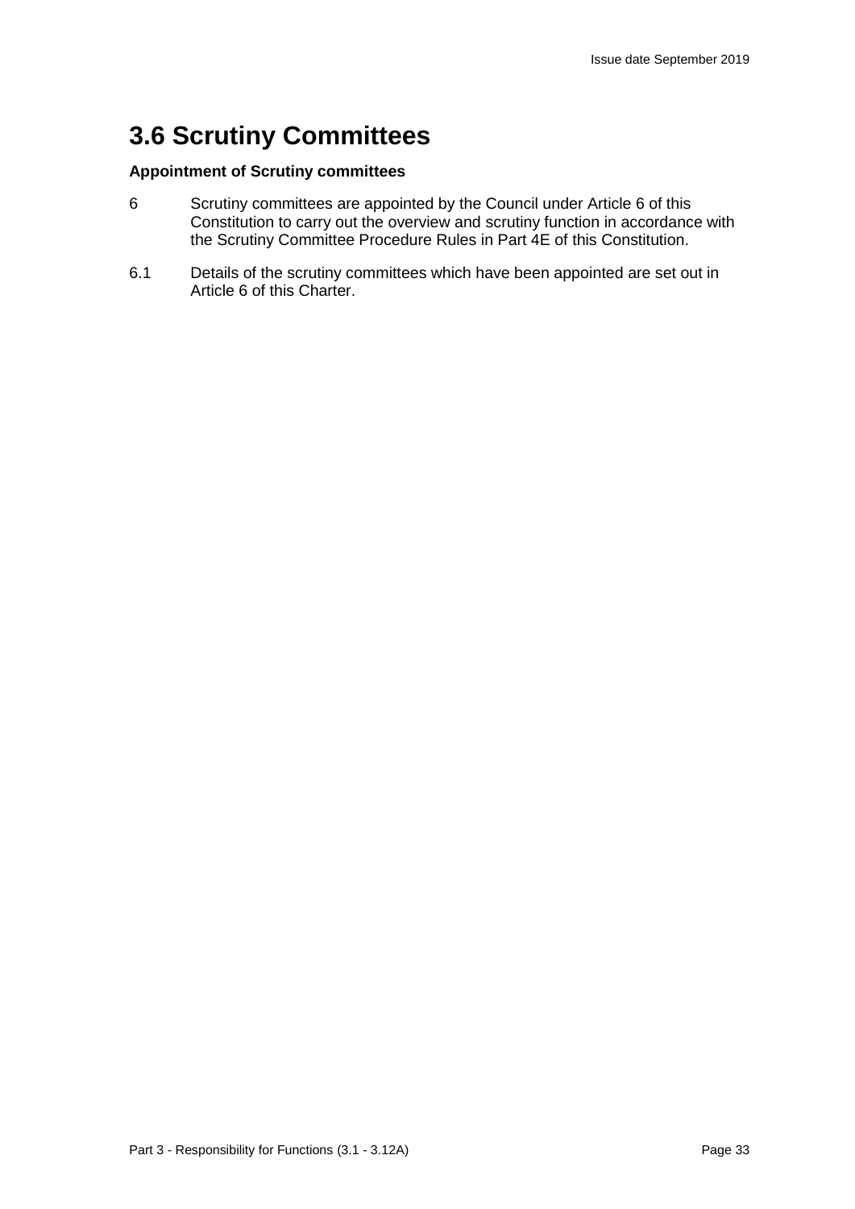# 3.6 Scrutiny Committees

**Appointment of Scrutiny committees**

6 Scrutiny committees are appointed by the Council under Article 6 of this Constitution to carry out the overview and scrutiny function in accordance with the Scrutiny Committee Procedure Rules in Part 4E of this Constitution.

6.1 Details of the scrutiny committees which have been appointed are set out in Article 6 of this Charter.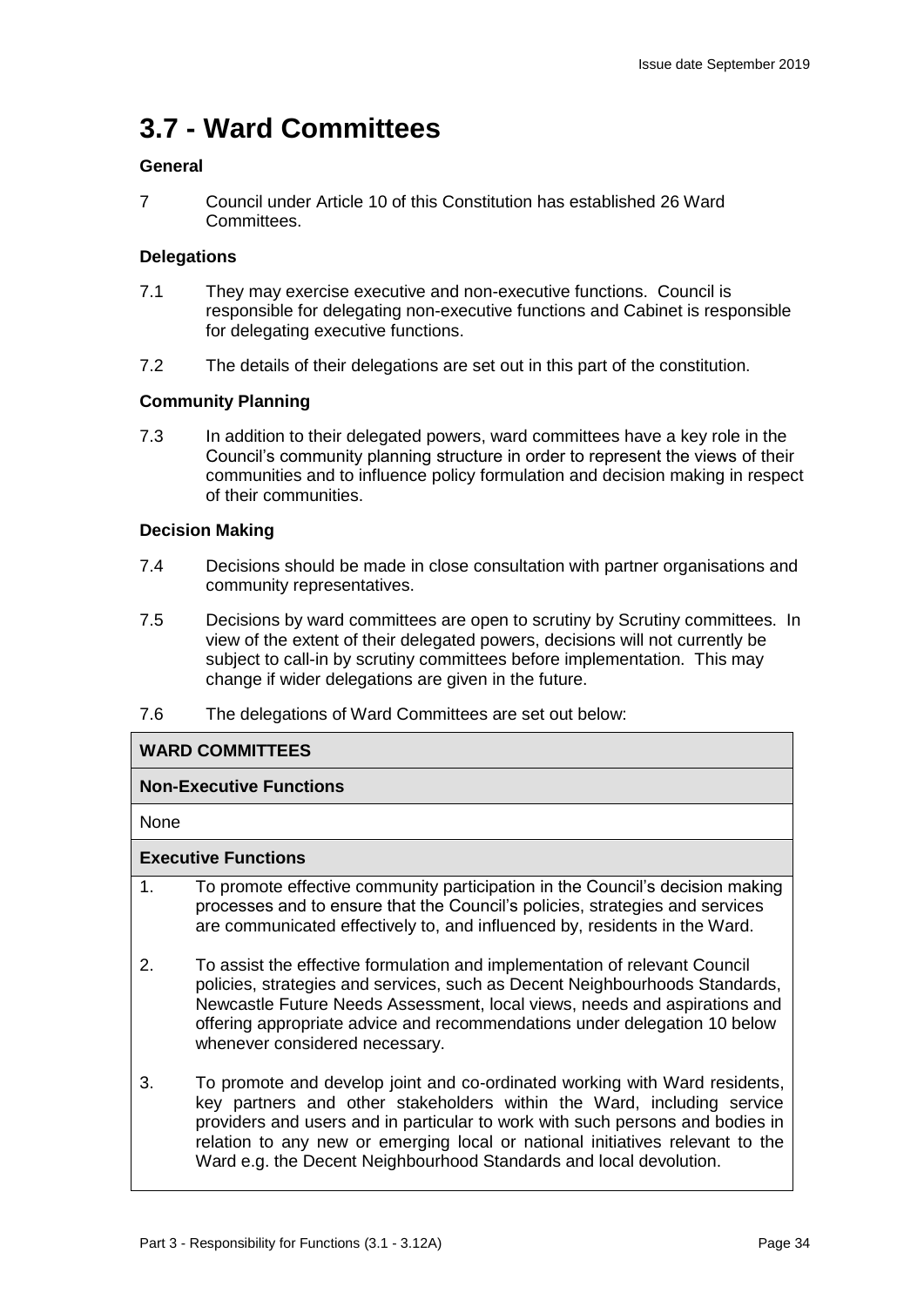# 3.7 - Ward Committees

**General**

7 Council under Article 10 of this Constitution has established 26 Ward Committees.

**Delegations**

7.1 They may exercise executive and non-executive functions. Council is responsible for delegating non-executive functions and Cabinet is responsible for delegating executive functions.

7.2 The details of their delegations are set out in this part of the constitution.

**Community Planning**

7.3 In addition to their delegated powers, ward committees have a key role in the Council's community planning structure in order to represent the views of their communities and to influence policy formulation and decision making in respect of their communities.

**Decision Making**

7.4 Decisions should be made in close consultation with partner organisations and community representatives.

7.5 Decisions by ward committees are open to scrutiny by Scrutiny committees. In view of the extent of their delegated powers, decisions will not currently be subject to call-in by scrutiny committees before implementation. This may change if wider delegations are given in the future.

7.6 The delegations of Ward Committees are set out below:

| **WARD COMMITTEES** |
|---|
| **Non-Executive Functions** |
| None |
| **Executive Functions** |
| 1. To promote effective community participation in the Council's decision making processes and to ensure that the Council's policies, strategies and services are communicated effectively to, and influenced by, residents in the Ward. |
| 2. To assist the effective formulation and implementation of relevant Council policies, strategies and services, such as Decent Neighbourhoods Standards, Newcastle Future Needs Assessment, local views, needs and aspirations and offering appropriate advice and recommendations under delegation 10 below whenever considered necessary. |
| 3. To promote and develop joint and co-ordinated working with Ward residents, key partners and other stakeholders within the Ward, including service providers and users and in particular to work with such persons and bodies in relation to any new or emerging local or national initiatives relevant to the Ward e.g. the Decent Neighbourhood Standards and local devolution. |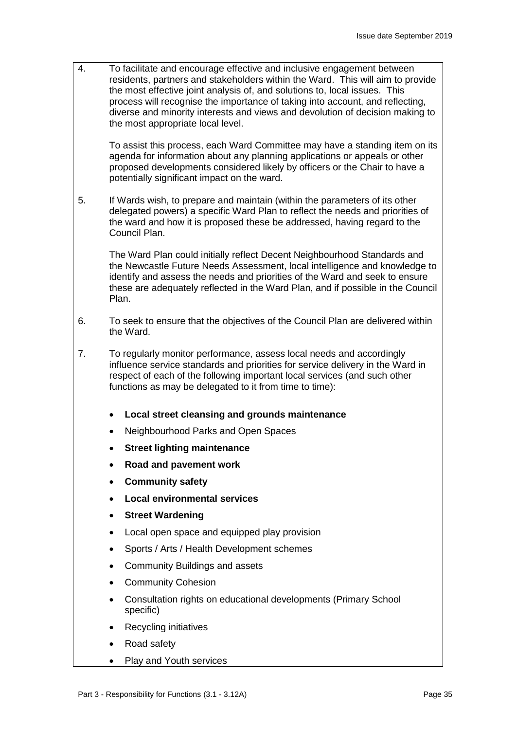4. To facilitate and encourage effective and inclusive engagement between residents, partners and stakeholders within the Ward. This will aim to provide the most effective joint analysis of, and solutions to, local issues. This process will recognise the importance of taking into account, and reflecting, diverse and minority interests and views and devolution of decision making to the most appropriate local level.

   To assist this process, each Ward Committee may have a standing item on its agenda for information about any planning applications or appeals or other proposed developments considered likely by officers or the Chair to have a potentially significant impact on the ward.

5. If Wards wish, to prepare and maintain (within the parameters of its other delegated powers) a specific Ward Plan to reflect the needs and priorities of the ward and how it is proposed these be addressed, having regard to the Council Plan.

   The Ward Plan could initially reflect Decent Neighbourhood Standards and the Newcastle Future Needs Assessment, local intelligence and knowledge to identify and assess the needs and priorities of the Ward and seek to ensure these are adequately reflected in the Ward Plan, and if possible in the Council Plan.

6. To seek to ensure that the objectives of the Council Plan are delivered within the Ward.

7. To regularly monitor performance, assess local needs and accordingly influence service standards and priorities for service delivery in the Ward in respect of each of the following important local services (and such other functions as may be delegated to it from time to time):

   - **Local street cleansing and grounds maintenance**
   - Neighbourhood Parks and Open Spaces
   - **Street lighting maintenance**
   - **Road and pavement work**
   - **Community safety**
   - **Local environmental services**
   - **Street Wardening**
   - Local open space and equipped play provision
   - Sports / Arts / Health Development schemes
   - Community Buildings and assets
   - Community Cohesion
   - Consultation rights on educational developments (Primary School specific)
   - Recycling initiatives
   - Road safety
   - Play and Youth services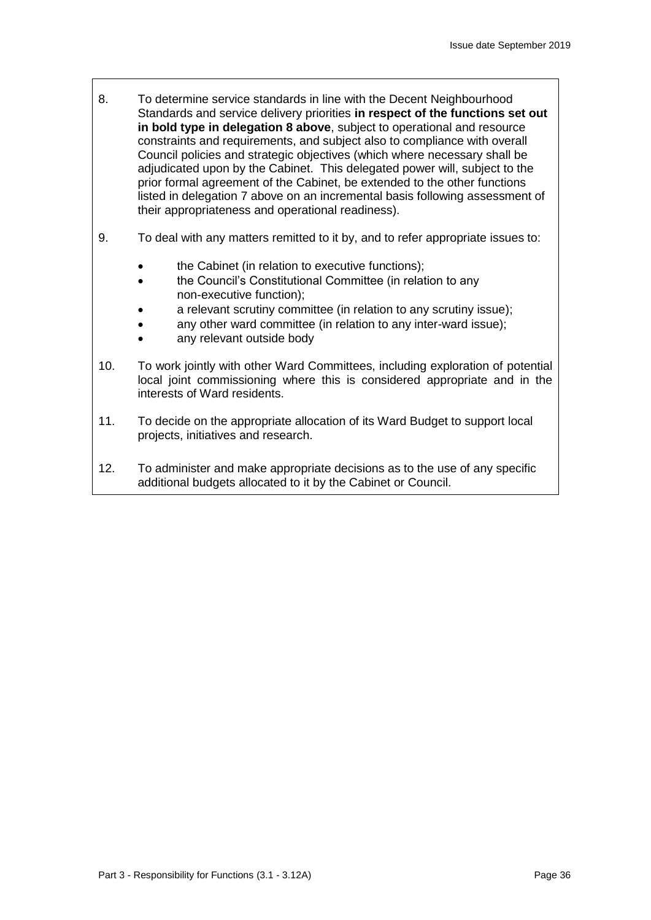8. To determine service standards in line with the Decent Neighbourhood Standards and service delivery priorities **in respect of the functions set out in bold type in delegation 8 above**, subject to operational and resource constraints and requirements, and subject also to compliance with overall Council policies and strategic objectives (which where necessary shall be adjudicated upon by the Cabinet. This delegated power will, subject to the prior formal agreement of the Cabinet, be extended to the other functions listed in delegation 7 above on an incremental basis following assessment of their appropriateness and operational readiness).

9. To deal with any matters remitted to it by, and to refer appropriate issues to:

   - the Cabinet (in relation to executive functions);
   - the Council's Constitutional Committee (in relation to any non-executive function);
   - a relevant scrutiny committee (in relation to any scrutiny issue);
   - any other ward committee (in relation to any inter-ward issue);
   - any relevant outside body

10. To work jointly with other Ward Committees, including exploration of potential local joint commissioning where this is considered appropriate and in the interests of Ward residents.

11. To decide on the appropriate allocation of its Ward Budget to support local projects, initiatives and research.

12. To administer and make appropriate decisions as to the use of any specific additional budgets allocated to it by the Cabinet or Council.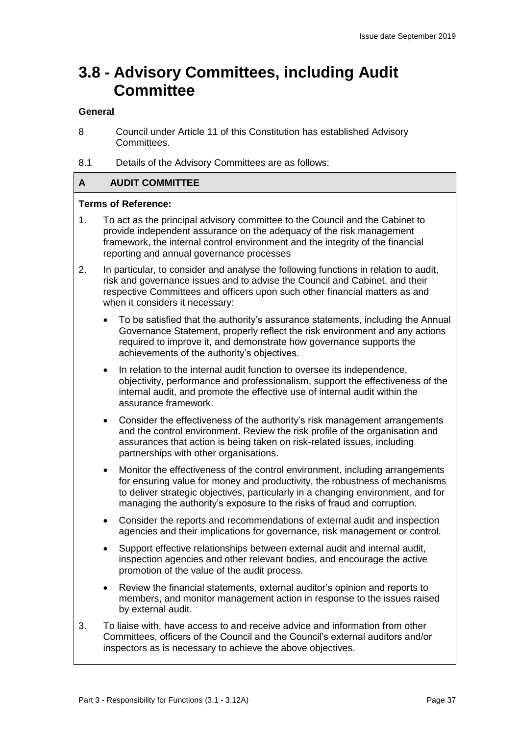# 3.8 - Advisory Committees, including Audit Committee

**General**

8 Council under Article 11 of this Constitution has established Advisory Committees.

8.1 Details of the Advisory Committees are as follows:

## A AUDIT COMMITTEE

**Terms of Reference:**

1. To act as the principal advisory committee to the Council and the Cabinet to provide independent assurance on the adequacy of the risk management framework, the internal control environment and the integrity of the financial reporting and annual governance processes

2. In particular, to consider and analyse the following functions in relation to audit, risk and governance issues and to advise the Council and Cabinet, and their respective Committees and officers upon such other financial matters as and when it considers it necessary:

   - To be satisfied that the authority's assurance statements, including the Annual Governance Statement, properly reflect the risk environment and any actions required to improve it, and demonstrate how governance supports the achievements of the authority's objectives.
   - In relation to the internal audit function to oversee its independence, objectivity, performance and professionalism, support the effectiveness of the internal audit, and promote the effective use of internal audit within the assurance framework.
   - Consider the effectiveness of the authority's risk management arrangements and the control environment. Review the risk profile of the organisation and assurances that action is being taken on risk-related issues, including partnerships with other organisations.
   - Monitor the effectiveness of the control environment, including arrangements for ensuring value for money and productivity, the robustness of mechanisms to deliver strategic objectives, particularly in a changing environment, and for managing the authority's exposure to the risks of fraud and corruption.
   - Consider the reports and recommendations of external audit and inspection agencies and their implications for governance, risk management or control.
   - Support effective relationships between external audit and internal audit, inspection agencies and other relevant bodies, and encourage the active promotion of the value of the audit process.
   - Review the financial statements, external auditor's opinion and reports to members, and monitor management action in response to the issues raised by external audit.

3. To liaise with, have access to and receive advice and information from other Committees, officers of the Council and the Council's external auditors and/or inspectors as is necessary to achieve the above objectives.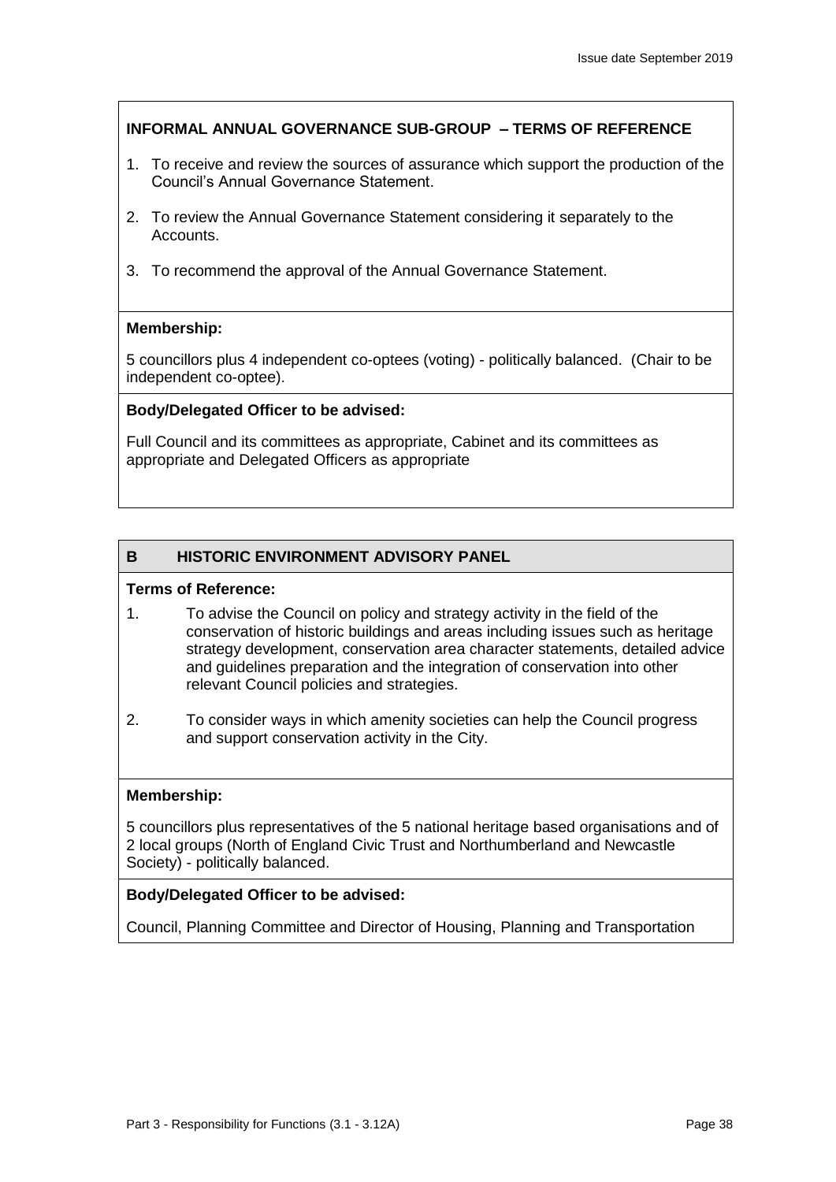## INFORMAL ANNUAL GOVERNANCE SUB-GROUP – TERMS OF REFERENCE

1. To receive and review the sources of assurance which support the production of the Council's Annual Governance Statement.
2. To review the Annual Governance Statement considering it separately to the Accounts.
3. To recommend the approval of the Annual Governance Statement.

**Membership:**

5 councillors plus 4 independent co-optees (voting) - politically balanced. (Chair to be independent co-optee).

**Body/Delegated Officer to be advised:**

Full Council and its committees as appropriate, Cabinet and its committees as appropriate and Delegated Officers as appropriate

## B HISTORIC ENVIRONMENT ADVISORY PANEL

**Terms of Reference:**

1. To advise the Council on policy and strategy activity in the field of the conservation of historic buildings and areas including issues such as heritage strategy development, conservation area character statements, detailed advice and guidelines preparation and the integration of conservation into other relevant Council policies and strategies.
2. To consider ways in which amenity societies can help the Council progress and support conservation activity in the City.

**Membership:**

5 councillors plus representatives of the 5 national heritage based organisations and of 2 local groups (North of England Civic Trust and Northumberland and Newcastle Society) - politically balanced.

**Body/Delegated Officer to be advised:**

Council, Planning Committee and Director of Housing, Planning and Transportation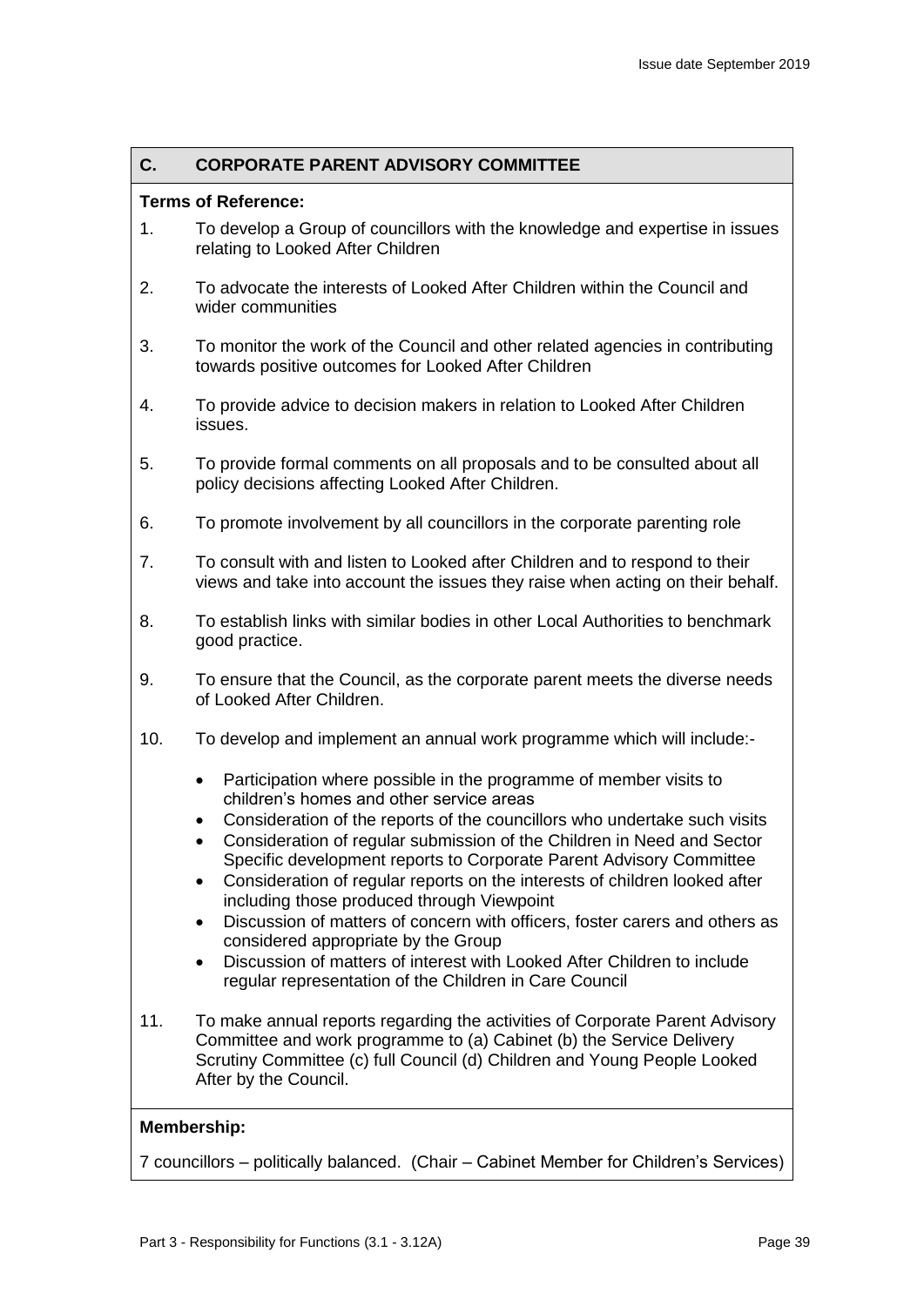## C. CORPORATE PARENT ADVISORY COMMITTEE

**Terms of Reference:**

1. To develop a Group of councillors with the knowledge and expertise in issues relating to Looked After Children

2. To advocate the interests of Looked After Children within the Council and wider communities

3. To monitor the work of the Council and other related agencies in contributing towards positive outcomes for Looked After Children

4. To provide advice to decision makers in relation to Looked After Children issues.

5. To provide formal comments on all proposals and to be consulted about all policy decisions affecting Looked After Children.

6. To promote involvement by all councillors in the corporate parenting role

7. To consult with and listen to Looked after Children and to respond to their views and take into account the issues they raise when acting on their behalf.

8. To establish links with similar bodies in other Local Authorities to benchmark good practice.

9. To ensure that the Council, as the corporate parent meets the diverse needs of Looked After Children.

10. To develop and implement an annual work programme which will include:-

    - Participation where possible in the programme of member visits to children's homes and other service areas
    - Consideration of the reports of the councillors who undertake such visits
    - Consideration of regular submission of the Children in Need and Sector Specific development reports to Corporate Parent Advisory Committee
    - Consideration of regular reports on the interests of children looked after including those produced through Viewpoint
    - Discussion of matters of concern with officers, foster carers and others as considered appropriate by the Group
    - Discussion of matters of interest with Looked After Children to include regular representation of the Children in Care Council

11. To make annual reports regarding the activities of Corporate Parent Advisory Committee and work programme to (a) Cabinet (b) the Service Delivery Scrutiny Committee (c) full Council (d) Children and Young People Looked After by the Council.

**Membership:**

7 councillors – politically balanced. (Chair – Cabinet Member for Children's Services)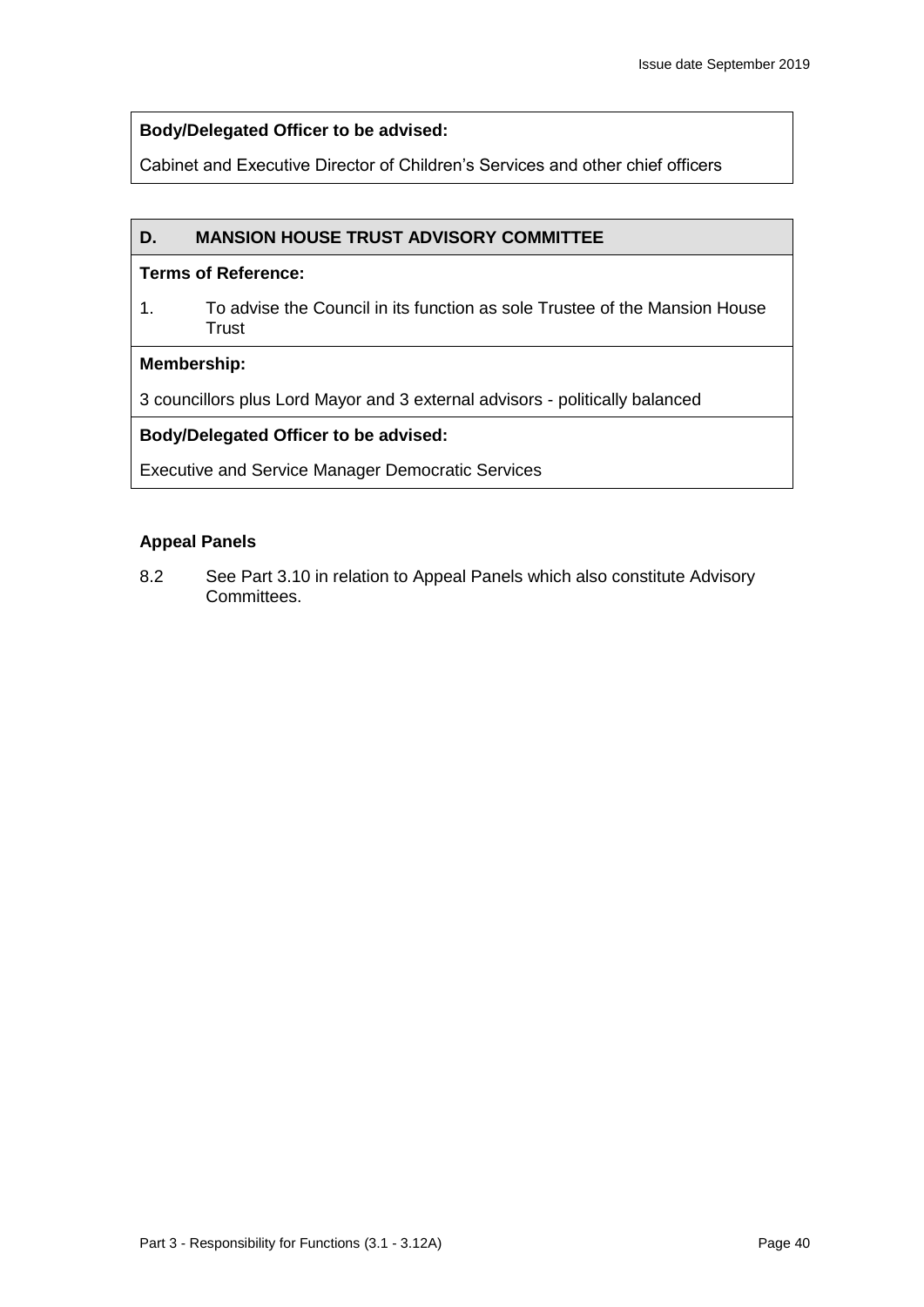**Body/Delegated Officer to be advised:**

Cabinet and Executive Director of Children's Services and other chief officers

**D. MANSION HOUSE TRUST ADVISORY COMMITTEE**

**Terms of Reference:**

1. To advise the Council in its function as sole Trustee of the Mansion House Trust

**Membership:**

3 councillors plus Lord Mayor and 3 external advisors - politically balanced

**Body/Delegated Officer to be advised:**

Executive and Service Manager Democratic Services

**Appeal Panels**

8.2 See Part 3.10 in relation to Appeal Panels which also constitute Advisory Committees.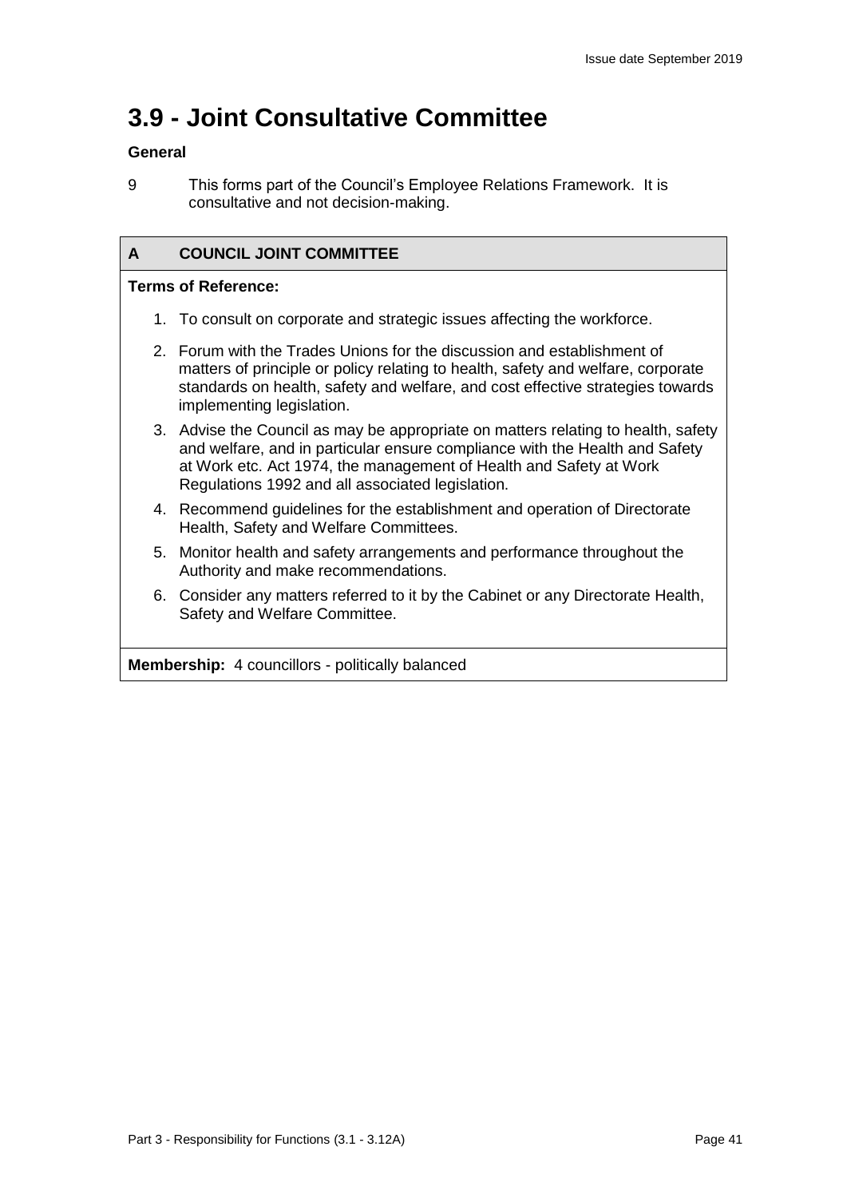# 3.9 - Joint Consultative Committee

**General**

9 This forms part of the Council's Employee Relations Framework. It is consultative and not decision-making.

| A | COUNCIL JOINT COMMITTEE |
|---|---|

**Terms of Reference:**

1. To consult on corporate and strategic issues affecting the workforce.
2. Forum with the Trades Unions for the discussion and establishment of matters of principle or policy relating to health, safety and welfare, corporate standards on health, safety and welfare, and cost effective strategies towards implementing legislation.
3. Advise the Council as may be appropriate on matters relating to health, safety and welfare, and in particular ensure compliance with the Health and Safety at Work etc. Act 1974, the management of Health and Safety at Work Regulations 1992 and all associated legislation.
4. Recommend guidelines for the establishment and operation of Directorate Health, Safety and Welfare Committees.
5. Monitor health and safety arrangements and performance throughout the Authority and make recommendations.
6. Consider any matters referred to it by the Cabinet or any Directorate Health, Safety and Welfare Committee.

**Membership:** 4 councillors - politically balanced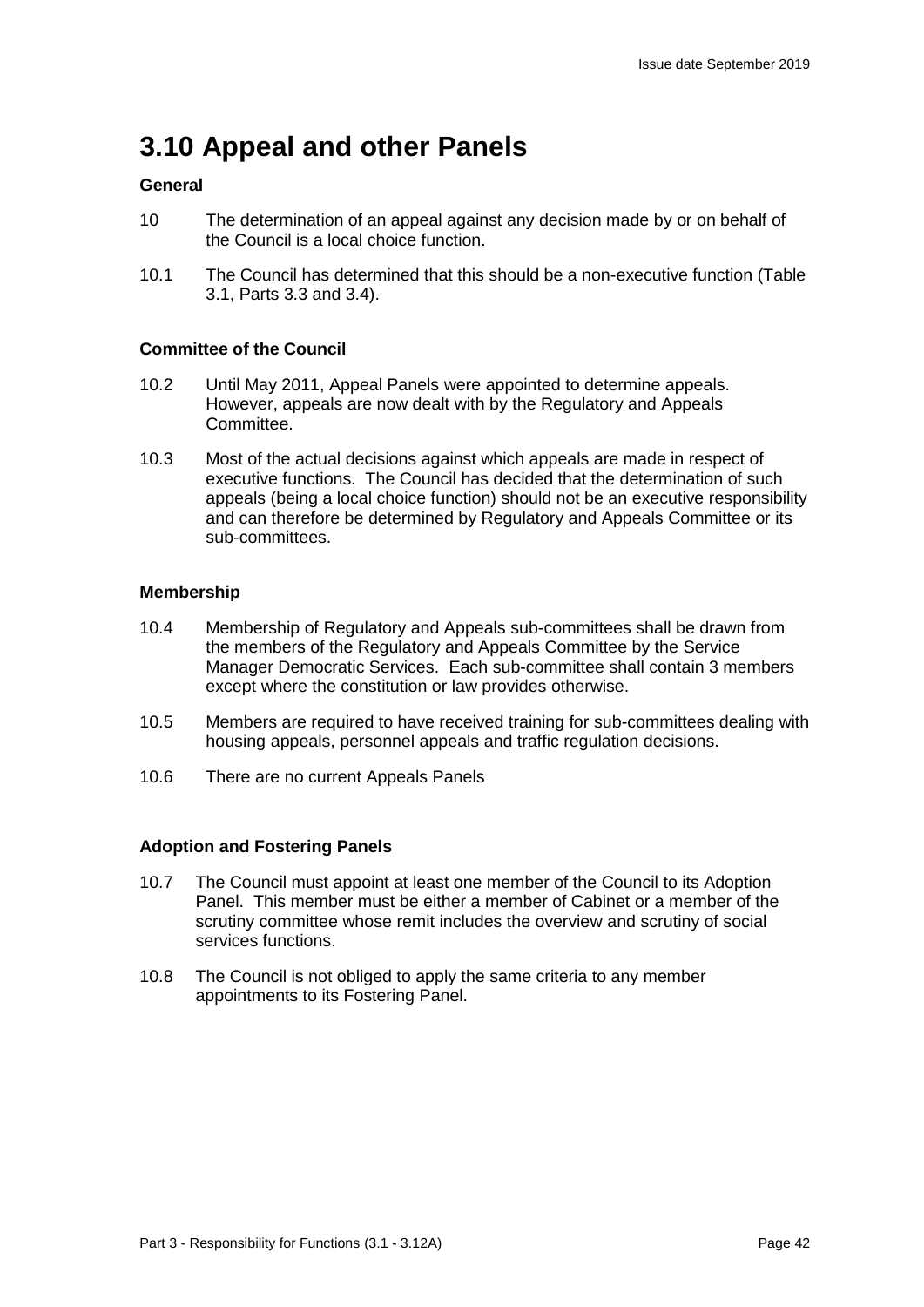# 3.10 Appeal and other Panels

**General**

10 The determination of an appeal against any decision made by or on behalf of the Council is a local choice function.

10.1 The Council has determined that this should be a non-executive function (Table 3.1, Parts 3.3 and 3.4).

**Committee of the Council**

10.2 Until May 2011, Appeal Panels were appointed to determine appeals. However, appeals are now dealt with by the Regulatory and Appeals Committee.

10.3 Most of the actual decisions against which appeals are made in respect of executive functions. The Council has decided that the determination of such appeals (being a local choice function) should not be an executive responsibility and can therefore be determined by Regulatory and Appeals Committee or its sub-committees.

**Membership**

10.4 Membership of Regulatory and Appeals sub-committees shall be drawn from the members of the Regulatory and Appeals Committee by the Service Manager Democratic Services. Each sub-committee shall contain 3 members except where the constitution or law provides otherwise.

10.5 Members are required to have received training for sub-committees dealing with housing appeals, personnel appeals and traffic regulation decisions.

10.6 There are no current Appeals Panels

**Adoption and Fostering Panels**

10.7 The Council must appoint at least one member of the Council to its Adoption Panel. This member must be either a member of Cabinet or a member of the scrutiny committee whose remit includes the overview and scrutiny of social services functions.

10.8 The Council is not obliged to apply the same criteria to any member appointments to its Fostering Panel.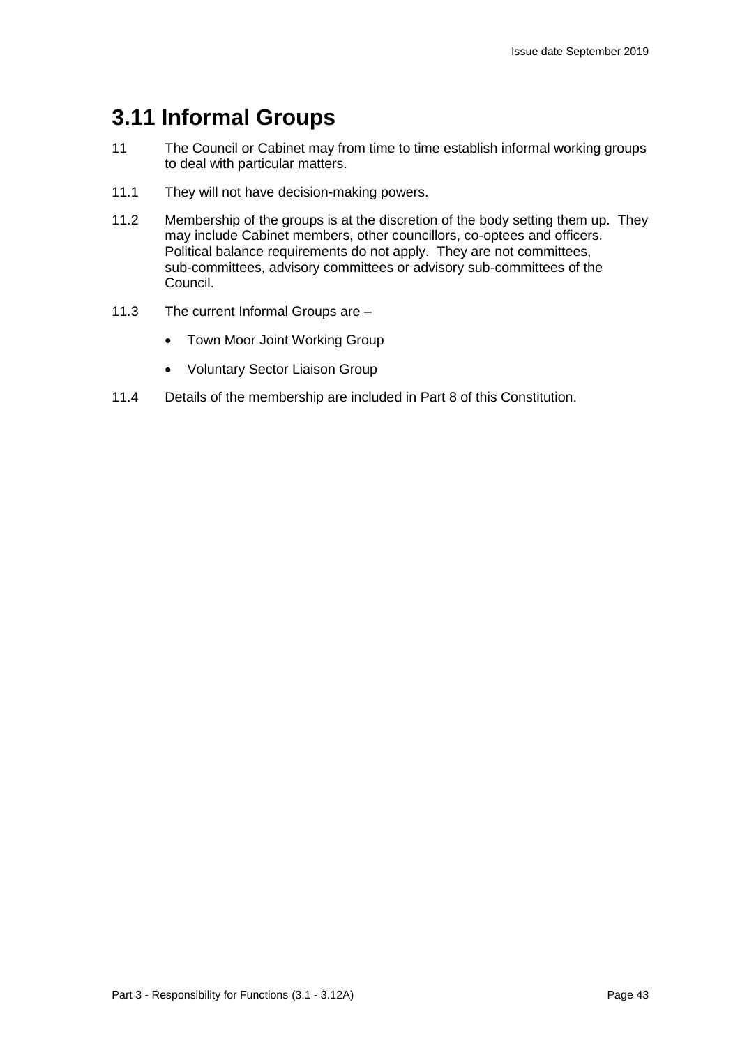# 3.11 Informal Groups

11 The Council or Cabinet may from time to time establish informal working groups to deal with particular matters.

11.1 They will not have decision-making powers.

11.2 Membership of the groups is at the discretion of the body setting them up. They may include Cabinet members, other councillors, co-optees and officers. Political balance requirements do not apply. They are not committees, sub-committees, advisory committees or advisory sub-committees of the Council.

11.3 The current Informal Groups are –

- Town Moor Joint Working Group
- Voluntary Sector Liaison Group

11.4 Details of the membership are included in Part 8 of this Constitution.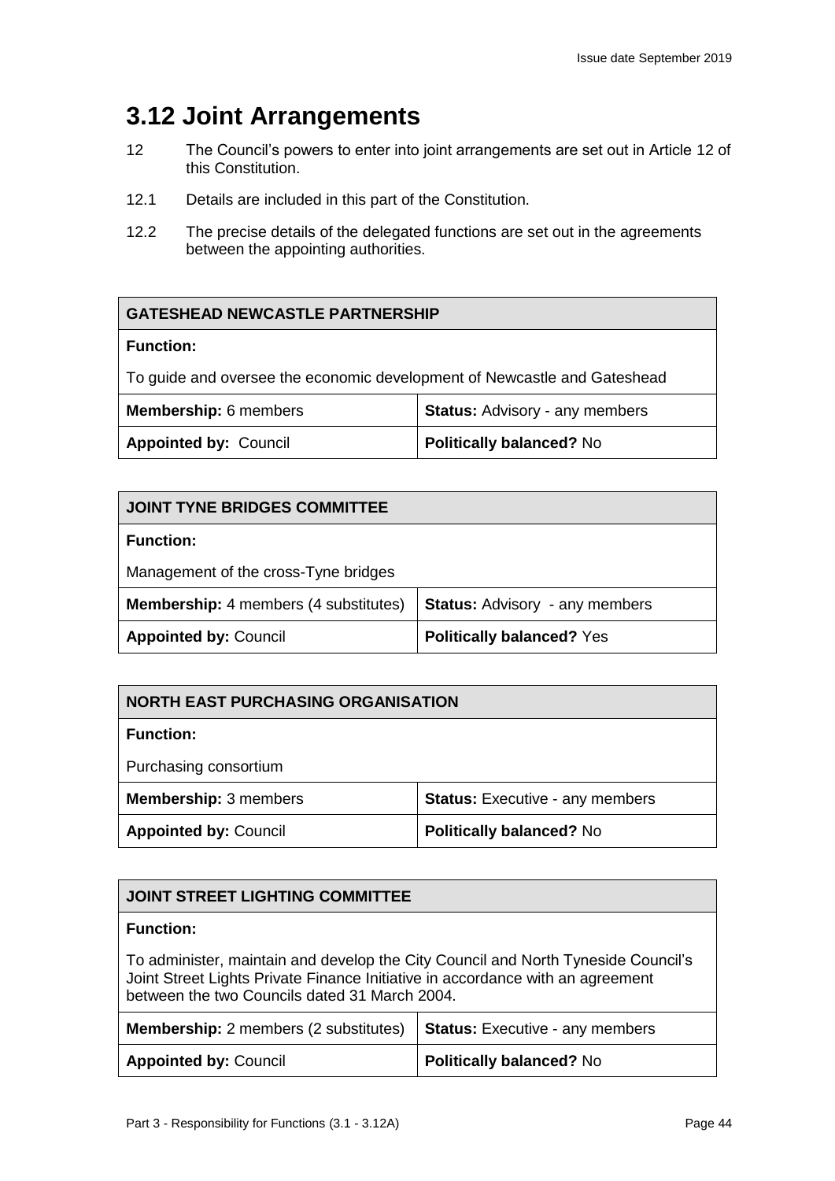# 3.12 Joint Arrangements

12 The Council's powers to enter into joint arrangements are set out in Article 12 of this Constitution.

12.1 Details are included in this part of the Constitution.

12.2 The precise details of the delegated functions are set out in the agreements between the appointing authorities.

| **GATESHEAD NEWCASTLE PARTNERSHIP** | |
|---|---|
| **Function:**<br>To guide and oversee the economic development of Newcastle and Gateshead | |
| **Membership:** 6 members | **Status:** Advisory - any members |
| **Appointed by:** Council | **Politically balanced?** No |

| **JOINT TYNE BRIDGES COMMITTEE** | |
|---|---|
| **Function:**<br>Management of the cross-Tyne bridges | |
| **Membership:** 4 members (4 substitutes) | **Status:** Advisory - any members |
| **Appointed by:** Council | **Politically balanced?** Yes |

| **NORTH EAST PURCHASING ORGANISATION** | |
|---|---|
| **Function:**<br>Purchasing consortium | |
| **Membership:** 3 members | **Status:** Executive - any members |
| **Appointed by:** Council | **Politically balanced?** No |

| **JOINT STREET LIGHTING COMMITTEE** | |
|---|---|
| **Function:**<br>To administer, maintain and develop the City Council and North Tyneside Council's Joint Street Lights Private Finance Initiative in accordance with an agreement between the two Councils dated 31 March 2004. | |
| **Membership:** 2 members (2 substitutes) | **Status:** Executive - any members |
| **Appointed by:** Council | **Politically balanced?** No |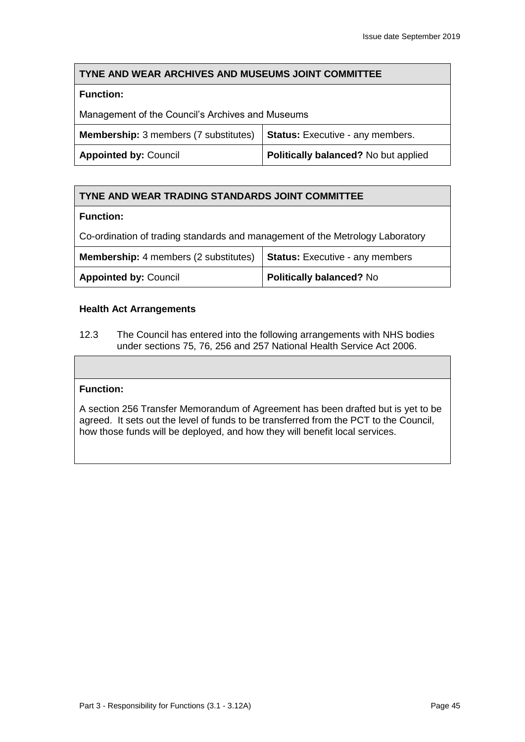| TYNE AND WEAR ARCHIVES AND MUSEUMS JOINT COMMITTEE | |
|---|---|
| **Function:** Management of the Council's Archives and Museums | |
| **Membership:** 3 members (7 substitutes) | **Status:** Executive - any members. |
| **Appointed by:** Council | **Politically balanced?** No but applied |

| TYNE AND WEAR TRADING STANDARDS JOINT COMMITTEE | |
|---|---|
| **Function:** Co-ordination of trading standards and management of the Metrology Laboratory | |
| **Membership:** 4 members (2 substitutes) | **Status:** Executive - any members |
| **Appointed by:** Council | **Politically balanced?** No |

**Health Act Arrangements**

12.3 The Council has entered into the following arrangements with NHS bodies under sections 75, 76, 256 and 257 National Health Service Act 2006.

| |
|---|
| **Function:** A section 256 Transfer Memorandum of Agreement has been drafted but is yet to be agreed. It sets out the level of funds to be transferred from the PCT to the Council, how those funds will be deployed, and how they will benefit local services. |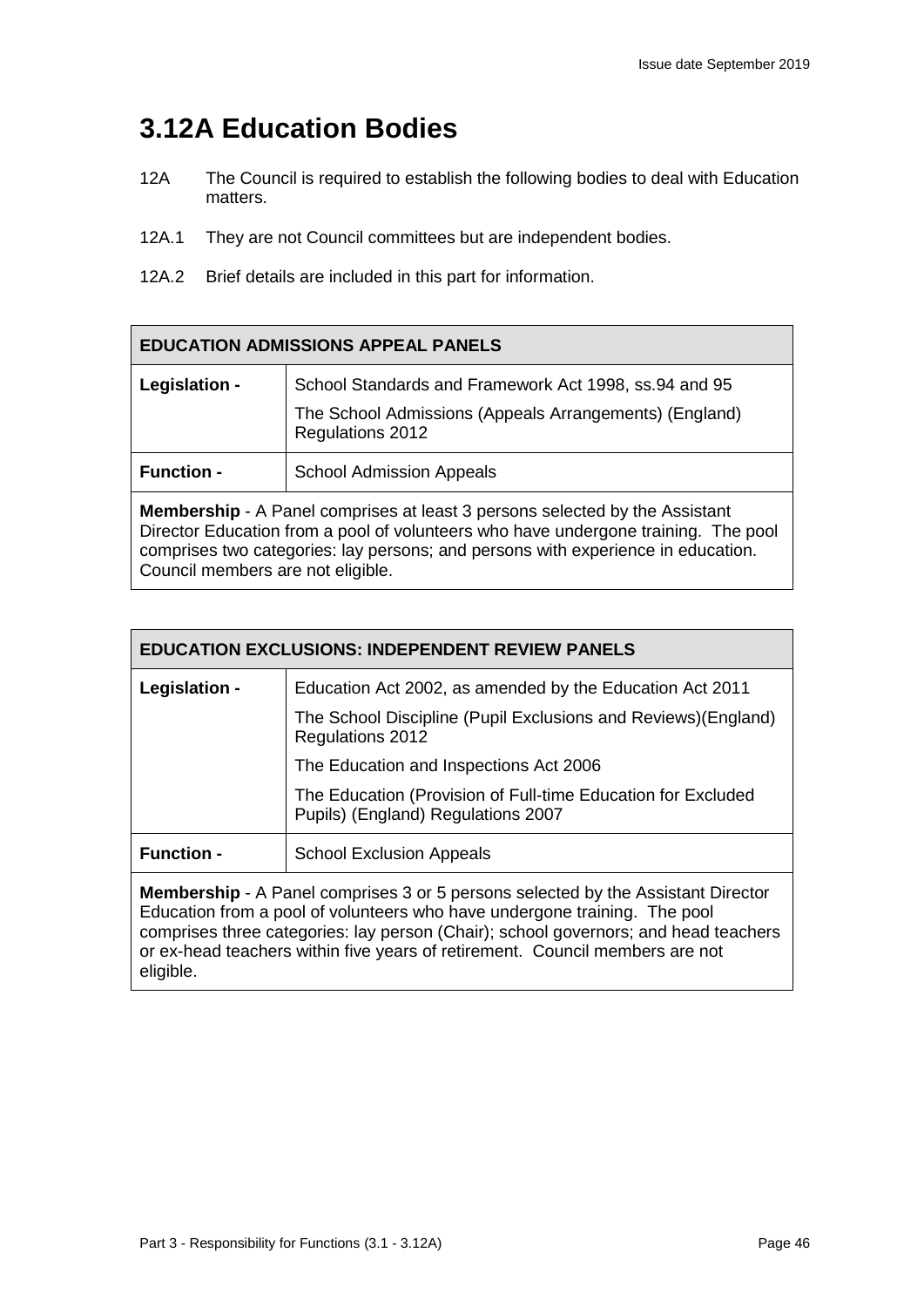# 3.12A Education Bodies

12A The Council is required to establish the following bodies to deal with Education matters.

12A.1 They are not Council committees but are independent bodies.

12A.2 Brief details are included in this part for information.

| EDUCATION ADMISSIONS APPEAL PANELS | |
|---|---|
| **Legislation -** | School Standards and Framework Act 1998, ss.94 and 95<br>The School Admissions (Appeals Arrangements) (England) Regulations 2012 |
| **Function -** | School Admission Appeals |
| **Membership** - A Panel comprises at least 3 persons selected by the Assistant Director Education from a pool of volunteers who have undergone training. The pool comprises two categories: lay persons; and persons with experience in education. Council members are not eligible. | |

| EDUCATION EXCLUSIONS: INDEPENDENT REVIEW PANELS | |
|---|---|
| **Legislation -** | Education Act 2002, as amended by the Education Act 2011<br>The School Discipline (Pupil Exclusions and Reviews)(England) Regulations 2012<br>The Education and Inspections Act 2006<br>The Education (Provision of Full-time Education for Excluded Pupils) (England) Regulations 2007 |
| **Function -** | School Exclusion Appeals |
| **Membership** - A Panel comprises 3 or 5 persons selected by the Assistant Director Education from a pool of volunteers who have undergone training. The pool comprises three categories: lay person (Chair); school governors; and head teachers or ex-head teachers within five years of retirement. Council members are not eligible. | |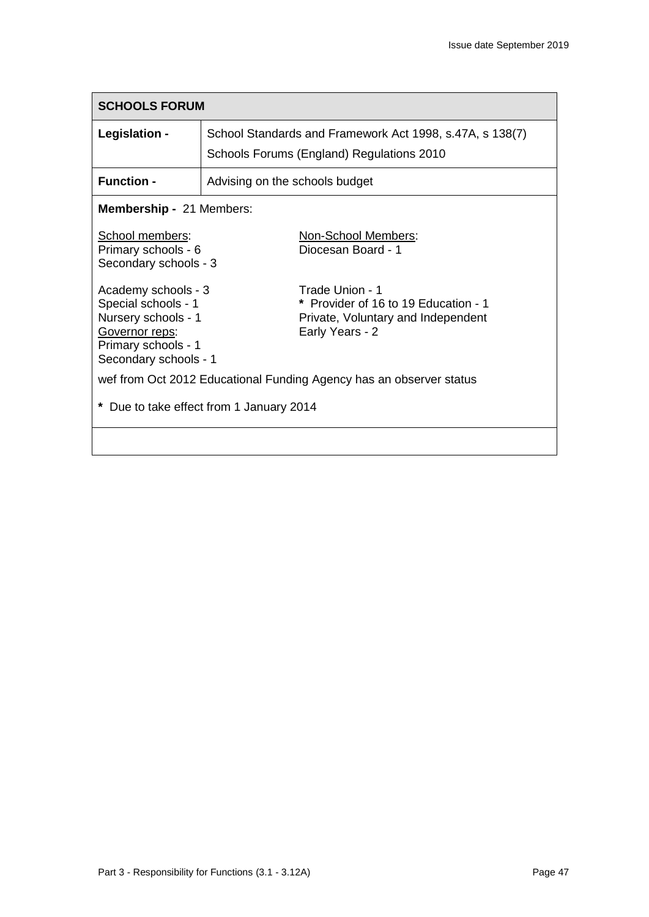| SCHOLS FORUM | |
|---|---|
| **Legislation -** | School Standards and Framework Act 1998, s.47A, s 138(7)<br>Schools Forums (England) Regulations 2010 |
| **Function -** | Advising on the schools budget |

**Membership -** 21 Members:

<u>School members</u>:
Primary schools - 6
Secondary schools - 3

Academy schools - 3
Special schools - 1
Nursery schools - 1
<u>Governor reps</u>:
Primary schools - 1
Secondary schools - 1

<u>Non-School Members</u>:
Diocesan Board - 1

Trade Union - 1
**\*** Provider of 16 to 19 Education - 1
Private, Voluntary and Independent Early Years - 2

wef from Oct 2012 Educational Funding Agency has an observer status

**\*** Due to take effect from 1 January 2014

| **SCHOOLS FORUM** | |
|---|---|
| **Legislation -** | School Standards and Framework Act 1998, s.47A, s 138(7)<br>Schools Forums (England) Regulations 2010 |
| **Function -** | Advising on the schools budget |

**Membership -** 21 Members:

<u>School members</u>:
Primary schools - 6
Secondary schools - 3

Academy schools - 3
Special schools - 1
Nursery schools - 1
<u>Governor reps</u>:
Primary schools - 1
Secondary schools - 1

<u>Non-School Members</u>:
Diocesan Board - 1

Trade Union - 1
**\*** Provider of 16 to 19 Education - 1
Private, Voluntary and Independent Early Years - 2

wef from Oct 2012 Educational Funding Agency has an observer status

**\*** Due to take effect from 1 January 2014